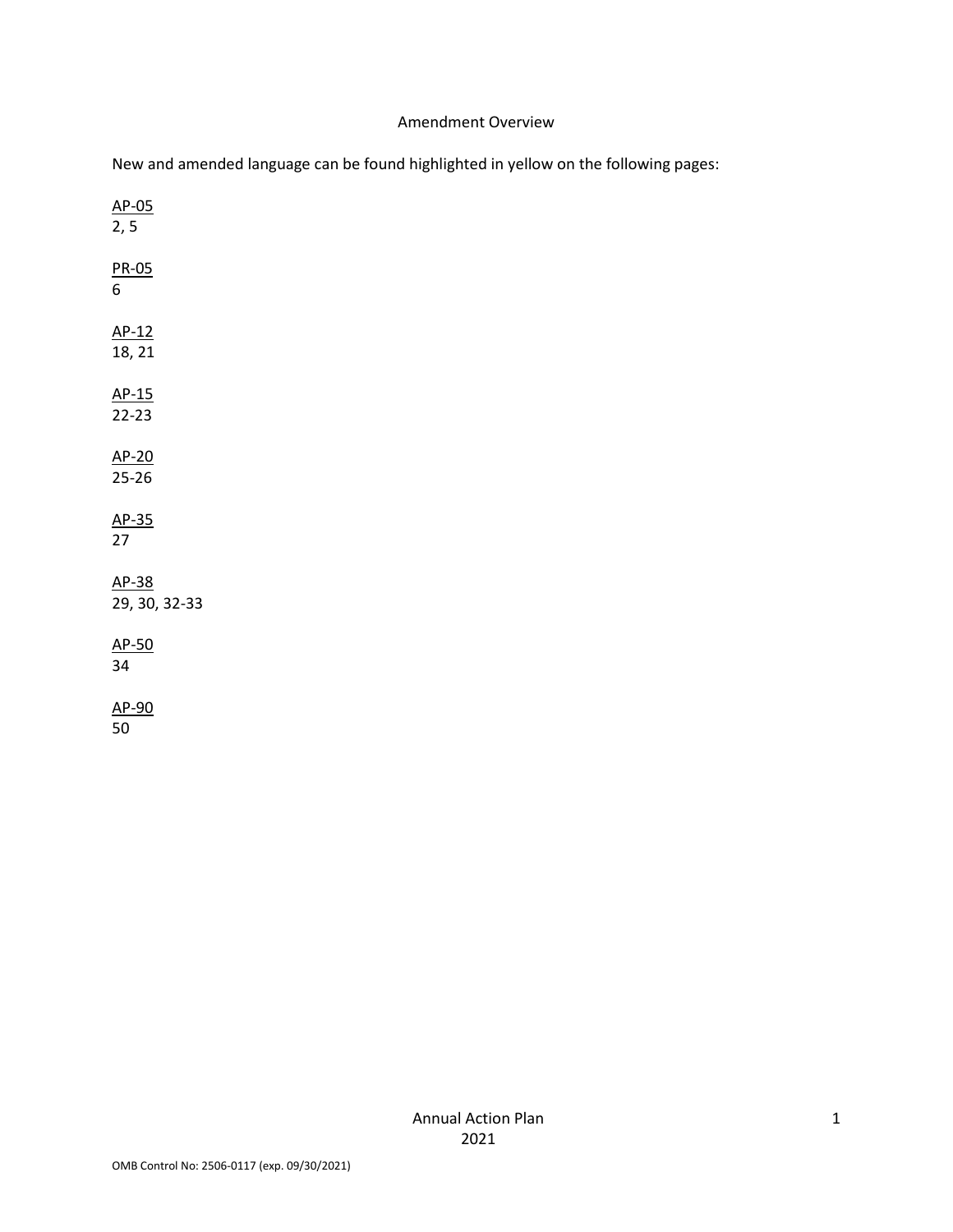# Amendment Overview

New and amended language can be found highlighted in yellow on the following pages:

AP-05
2, 5

PR-05
6

AP-12
18, 21

AP-15
22-23

AP-20
25-26

AP-35
27

AP-38
29, 30, 32-33

AP-50
34

AP-90
50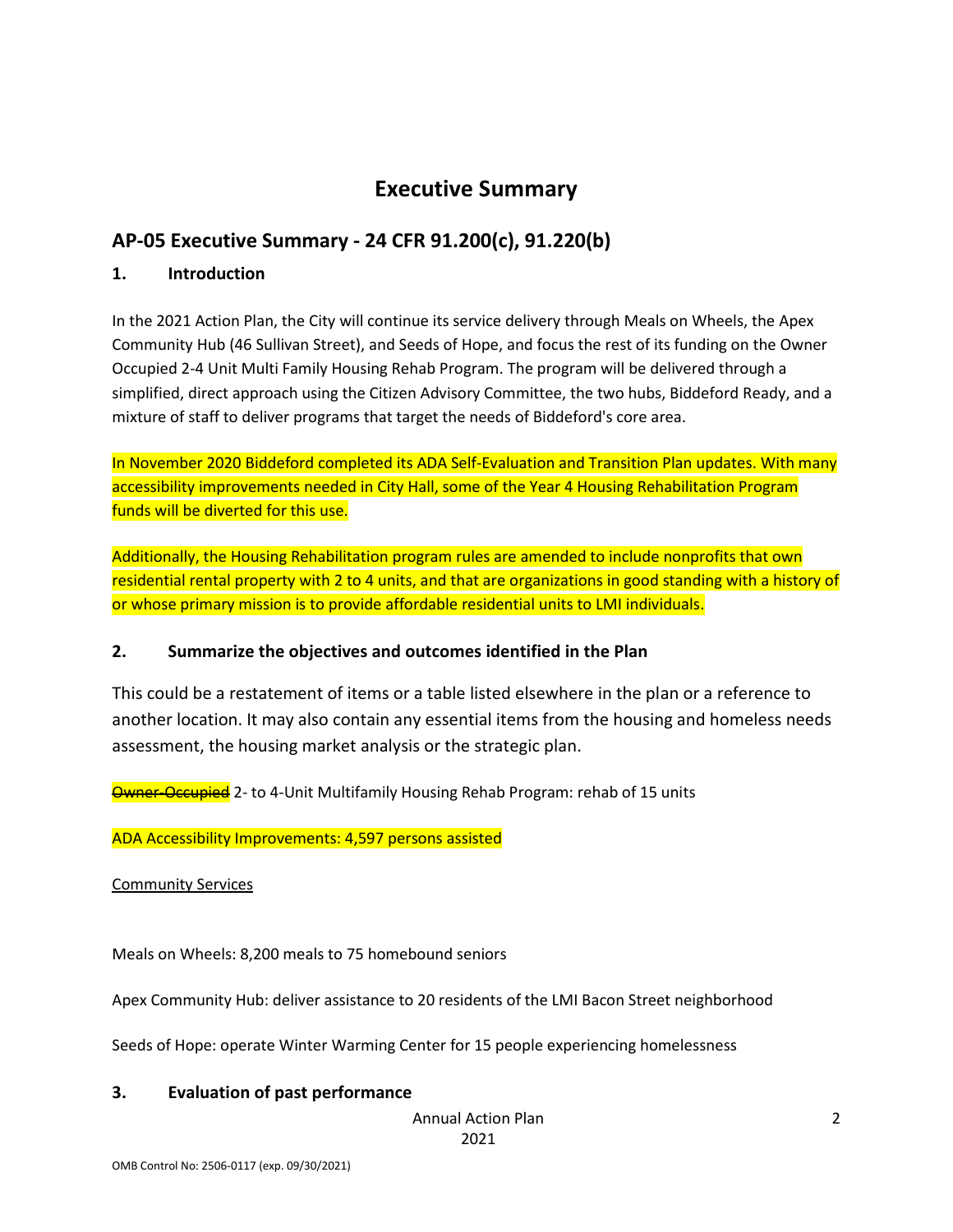# Executive Summary

## AP-05 Executive Summary - 24 CFR 91.200(c), 91.220(b)

### 1. Introduction

In the 2021 Action Plan, the City will continue its service delivery through Meals on Wheels, the Apex Community Hub (46 Sullivan Street), and Seeds of Hope, and focus the rest of its funding on the Owner Occupied 2-4 Unit Multi Family Housing Rehab Program. The program will be delivered through a simplified, direct approach using the Citizen Advisory Committee, the two hubs, Biddeford Ready, and a mixture of staff to deliver programs that target the needs of Biddeford's core area.

In November 2020 Biddeford completed its ADA Self-Evaluation and Transition Plan updates. With many accessibility improvements needed in City Hall, some of the Year 4 Housing Rehabilitation Program funds will be diverted for this use.

Additionally, the Housing Rehabilitation program rules are amended to include nonprofits that own residential rental property with 2 to 4 units, and that are organizations in good standing with a history of or whose primary mission is to provide affordable residential units to LMI individuals.

### 2. Summarize the objectives and outcomes identified in the Plan

This could be a restatement of items or a table listed elsewhere in the plan or a reference to another location. It may also contain any essential items from the housing and homeless needs assessment, the housing market analysis or the strategic plan.

~~Owner-Occupied~~ 2- to 4-Unit Multifamily Housing Rehab Program: rehab of 15 units

ADA Accessibility Improvements: 4,597 persons assisted

Community Services

Meals on Wheels: 8,200 meals to 75 homebound seniors

Apex Community Hub: deliver assistance to 20 residents of the LMI Bacon Street neighborhood

Seeds of Hope: operate Winter Warming Center for 15 people experiencing homelessness

### 3. Evaluation of past performance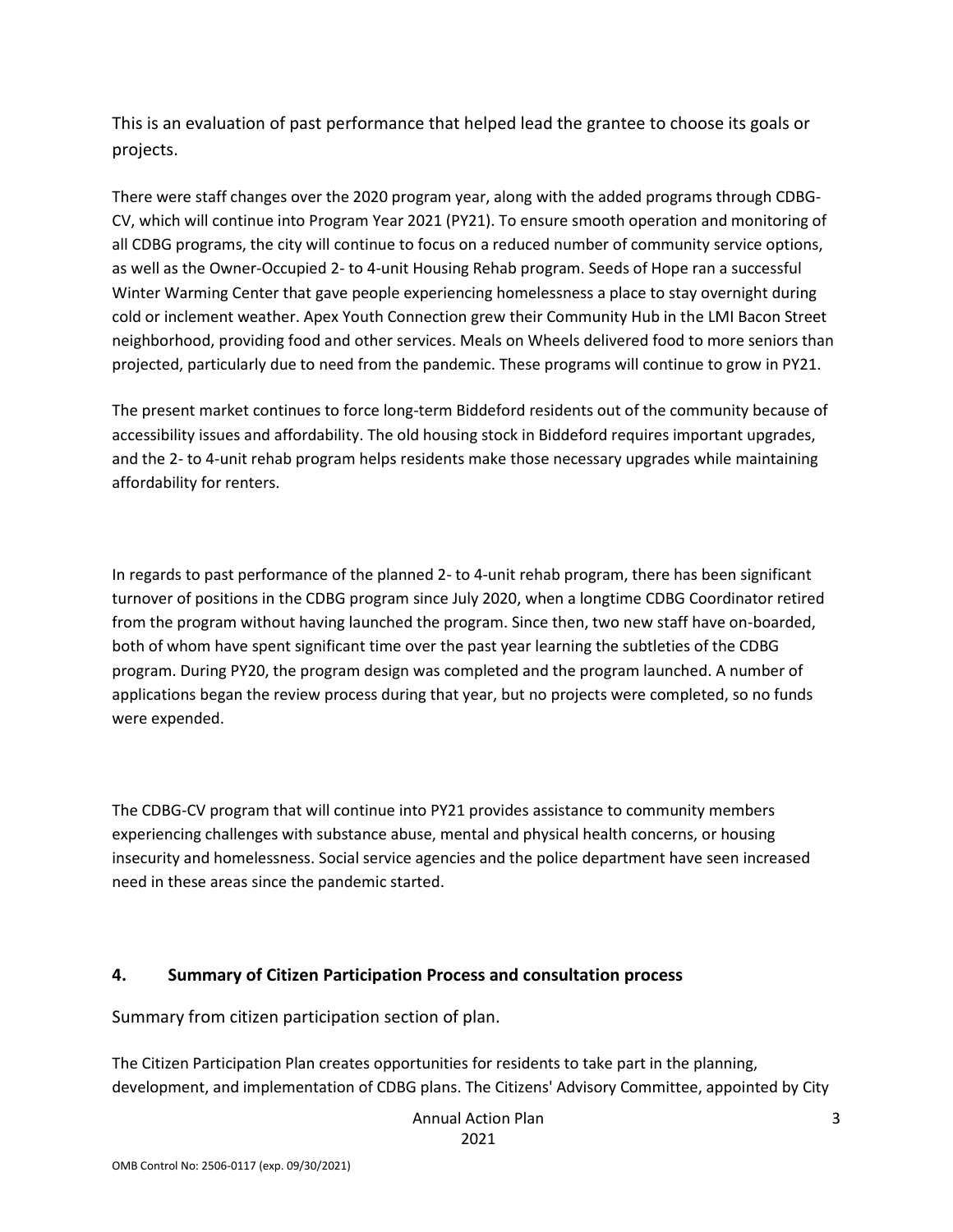This is an evaluation of past performance that helped lead the grantee to choose its goals or projects.

There were staff changes over the 2020 program year, along with the added programs through CDBG-CV, which will continue into Program Year 2021 (PY21). To ensure smooth operation and monitoring of all CDBG programs, the city will continue to focus on a reduced number of community service options, as well as the Owner-Occupied 2- to 4-unit Housing Rehab program. Seeds of Hope ran a successful Winter Warming Center that gave people experiencing homelessness a place to stay overnight during cold or inclement weather. Apex Youth Connection grew their Community Hub in the LMI Bacon Street neighborhood, providing food and other services. Meals on Wheels delivered food to more seniors than projected, particularly due to need from the pandemic. These programs will continue to grow in PY21.

The present market continues to force long-term Biddeford residents out of the community because of accessibility issues and affordability. The old housing stock in Biddeford requires important upgrades, and the 2- to 4-unit rehab program helps residents make those necessary upgrades while maintaining affordability for renters.

In regards to past performance of the planned 2- to 4-unit rehab program, there has been significant turnover of positions in the CDBG program since July 2020, when a longtime CDBG Coordinator retired from the program without having launched the program. Since then, two new staff have on-boarded, both of whom have spent significant time over the past year learning the subtleties of the CDBG program. During PY20, the program design was completed and the program launched. A number of applications began the review process during that year, but no projects were completed, so no funds were expended.

The CDBG-CV program that will continue into PY21 provides assistance to community members experiencing challenges with substance abuse, mental and physical health concerns, or housing insecurity and homelessness. Social service agencies and the police department have seen increased need in these areas since the pandemic started.

## 4. Summary of Citizen Participation Process and consultation process

Summary from citizen participation section of plan.

The Citizen Participation Plan creates opportunities for residents to take part in the planning, development, and implementation of CDBG plans. The Citizens' Advisory Committee, appointed by City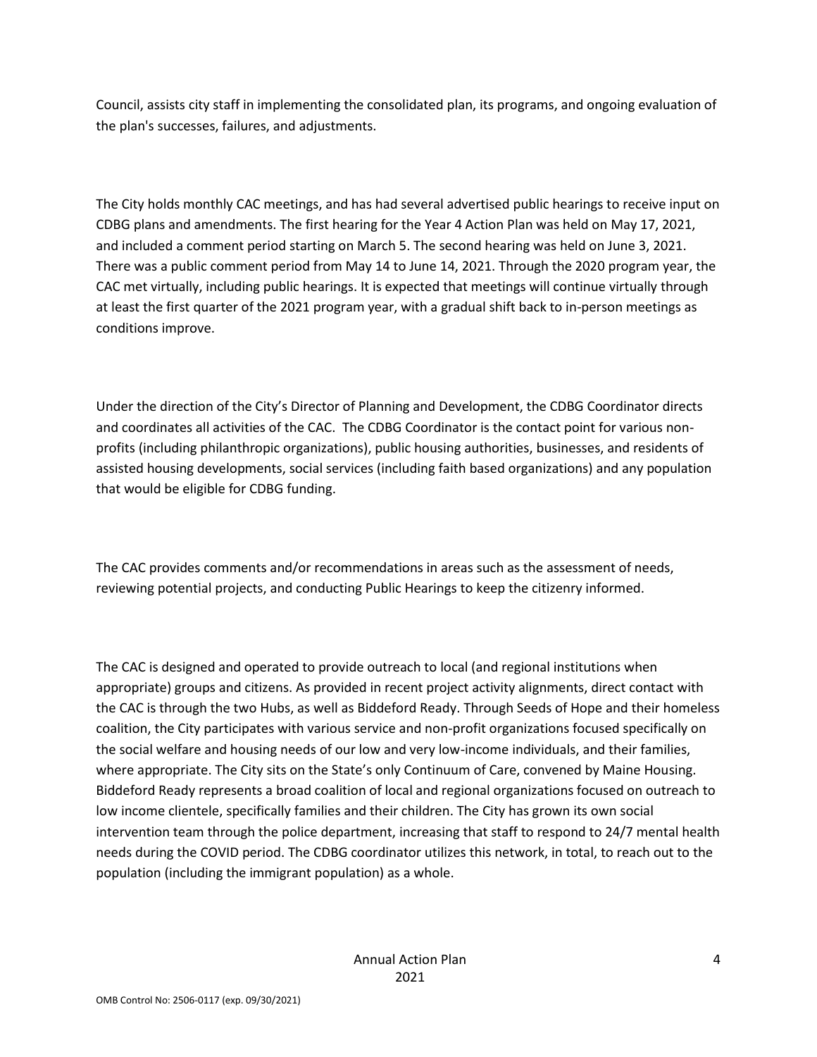Council, assists city staff in implementing the consolidated plan, its programs, and ongoing evaluation of the plan's successes, failures, and adjustments.

The City holds monthly CAC meetings, and has had several advertised public hearings to receive input on CDBG plans and amendments. The first hearing for the Year 4 Action Plan was held on May 17, 2021, and included a comment period starting on March 5. The second hearing was held on June 3, 2021. There was a public comment period from May 14 to June 14, 2021. Through the 2020 program year, the CAC met virtually, including public hearings. It is expected that meetings will continue virtually through at least the first quarter of the 2021 program year, with a gradual shift back to in-person meetings as conditions improve.

Under the direction of the City's Director of Planning and Development, the CDBG Coordinator directs and coordinates all activities of the CAC. The CDBG Coordinator is the contact point for various non-profits (including philanthropic organizations), public housing authorities, businesses, and residents of assisted housing developments, social services (including faith based organizations) and any population that would be eligible for CDBG funding.

The CAC provides comments and/or recommendations in areas such as the assessment of needs, reviewing potential projects, and conducting Public Hearings to keep the citizenry informed.

The CAC is designed and operated to provide outreach to local (and regional institutions when appropriate) groups and citizens. As provided in recent project activity alignments, direct contact with the CAC is through the two Hubs, as well as Biddeford Ready. Through Seeds of Hope and their homeless coalition, the City participates with various service and non-profit organizations focused specifically on the social welfare and housing needs of our low and very low-income individuals, and their families, where appropriate. The City sits on the State's only Continuum of Care, convened by Maine Housing. Biddeford Ready represents a broad coalition of local and regional organizations focused on outreach to low income clientele, specifically families and their children. The City has grown its own social intervention team through the police department, increasing that staff to respond to 24/7 mental health needs during the COVID period. The CDBG coordinator utilizes this network, in total, to reach out to the population (including the immigrant population) as a whole.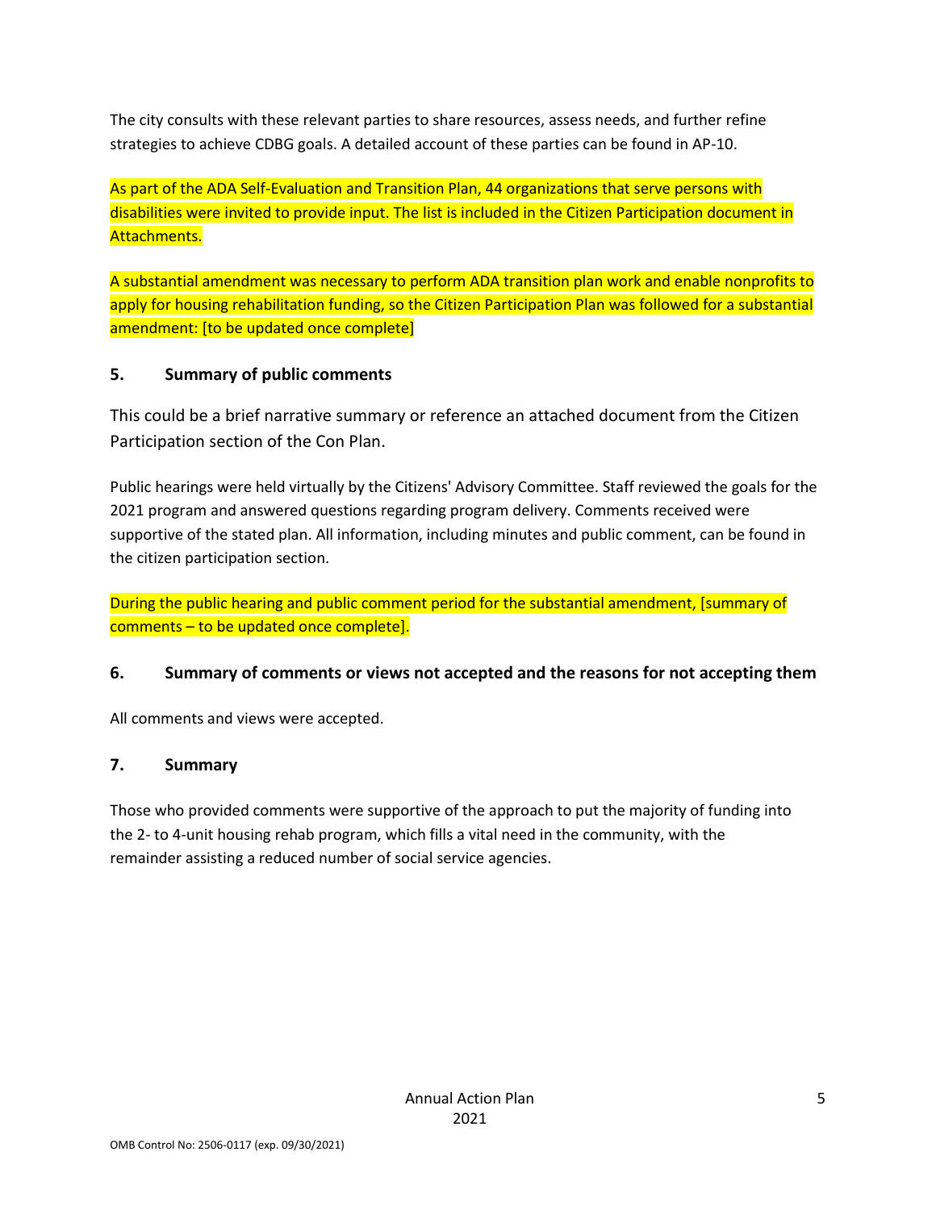The city consults with these relevant parties to share resources, assess needs, and further refine strategies to achieve CDBG goals. A detailed account of these parties can be found in AP-10.

As part of the ADA Self-Evaluation and Transition Plan, 44 organizations that serve persons with disabilities were invited to provide input. The list is included in the Citizen Participation document in Attachments.

A substantial amendment was necessary to perform ADA transition plan work and enable nonprofits to apply for housing rehabilitation funding, so the Citizen Participation Plan was followed for a substantial amendment: [to be updated once complete]

### 5. Summary of public comments

This could be a brief narrative summary or reference an attached document from the Citizen Participation section of the Con Plan.

Public hearings were held virtually by the Citizens' Advisory Committee. Staff reviewed the goals for the 2021 program and answered questions regarding program delivery. Comments received were supportive of the stated plan. All information, including minutes and public comment, can be found in the citizen participation section.

During the public hearing and public comment period for the substantial amendment, [summary of comments – to be updated once complete].

### 6. Summary of comments or views not accepted and the reasons for not accepting them

All comments and views were accepted.

### 7. Summary

Those who provided comments were supportive of the approach to put the majority of funding into the 2- to 4-unit housing rehab program, which fills a vital need in the community, with the remainder assisting a reduced number of social service agencies.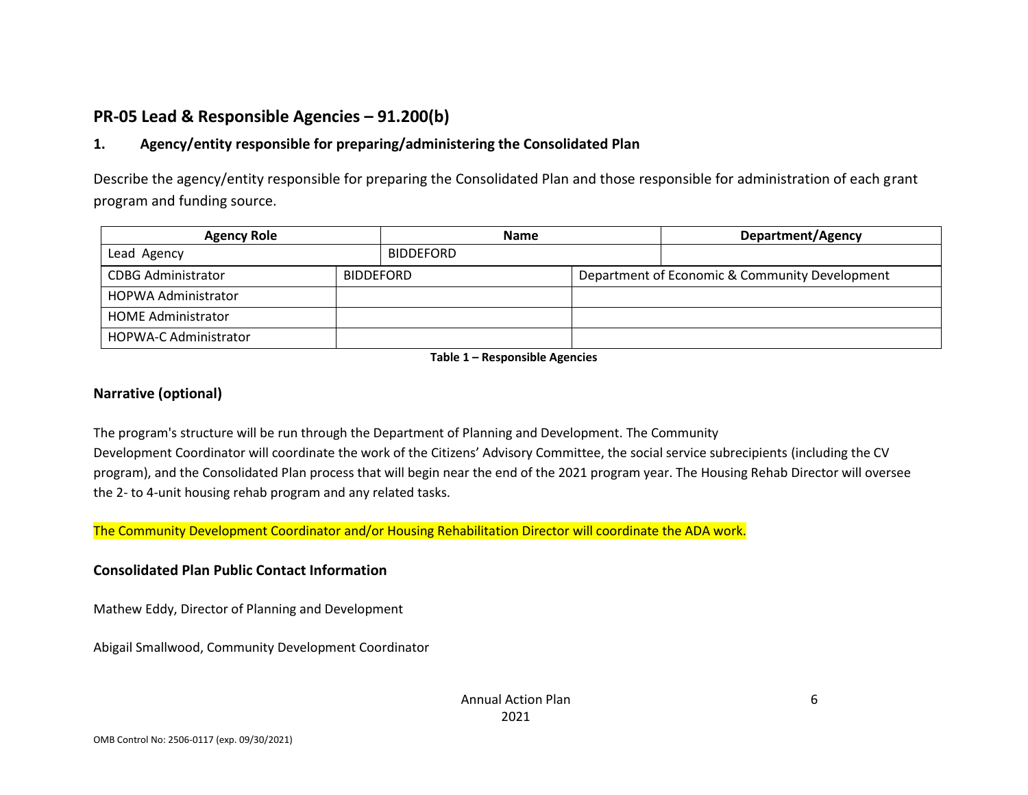## PR-05 Lead & Responsible Agencies – 91.200(b)

### 1. Agency/entity responsible for preparing/administering the Consolidated Plan

Describe the agency/entity responsible for preparing the Consolidated Plan and those responsible for administration of each grant program and funding source.

| Agency Role | Name | Department/Agency |
| --- | --- | --- |
| Lead Agency | BIDDEFORD | |
| CDBG Administrator | BIDDEFORD | Department of Economic & Community Development |
| HOPWA Administrator | | |
| HOME Administrator | | |
| HOPWA-C Administrator | | |

**Table 1 – Responsible Agencies**

### Narrative (optional)

The program's structure will be run through the Department of Planning and Development. The Community Development Coordinator will coordinate the work of the Citizens' Advisory Committee, the social service subrecipients (including the CV program), and the Consolidated Plan process that will begin near the end of the 2021 program year. The Housing Rehab Director will oversee the 2- to 4-unit housing rehab program and any related tasks.

The Community Development Coordinator and/or Housing Rehabilitation Director will coordinate the ADA work.

### Consolidated Plan Public Contact Information

Mathew Eddy, Director of Planning and Development

Abigail Smallwood, Community Development Coordinator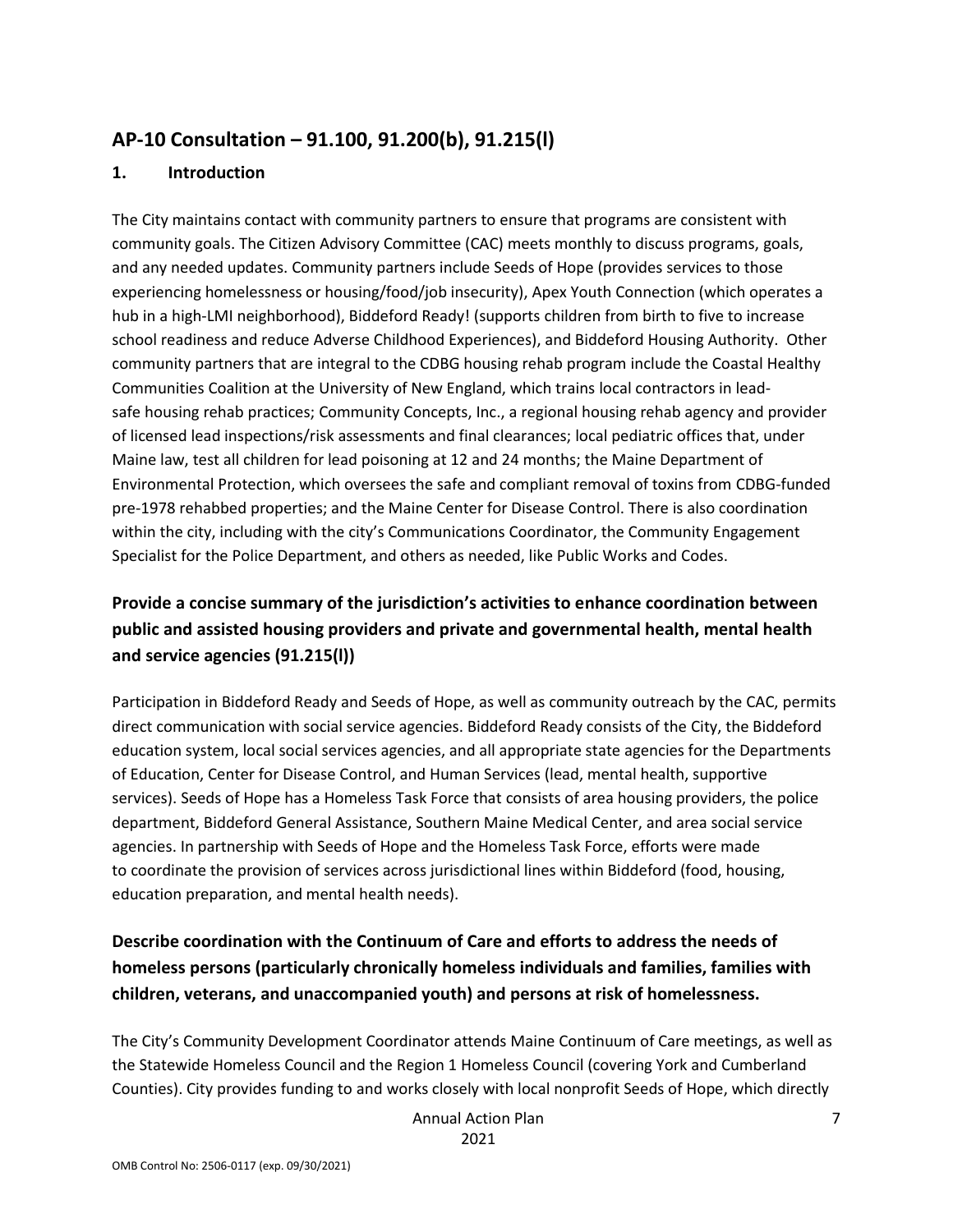## AP-10 Consultation – 91.100, 91.200(b), 91.215(l)

### 1. Introduction

The City maintains contact with community partners to ensure that programs are consistent with community goals. The Citizen Advisory Committee (CAC) meets monthly to discuss programs, goals, and any needed updates. Community partners include Seeds of Hope (provides services to those experiencing homelessness or housing/food/job insecurity), Apex Youth Connection (which operates a hub in a high-LMI neighborhood), Biddeford Ready! (supports children from birth to five to increase school readiness and reduce Adverse Childhood Experiences), and Biddeford Housing Authority. Other community partners that are integral to the CDBG housing rehab program include the Coastal Healthy Communities Coalition at the University of New England, which trains local contractors in lead-safe housing rehab practices; Community Concepts, Inc., a regional housing rehab agency and provider of licensed lead inspections/risk assessments and final clearances; local pediatric offices that, under Maine law, test all children for lead poisoning at 12 and 24 months; the Maine Department of Environmental Protection, which oversees the safe and compliant removal of toxins from CDBG-funded pre-1978 rehabbed properties; and the Maine Center for Disease Control. There is also coordination within the city, including with the city's Communications Coordinator, the Community Engagement Specialist for the Police Department, and others as needed, like Public Works and Codes.

### Provide a concise summary of the jurisdiction's activities to enhance coordination between public and assisted housing providers and private and governmental health, mental health and service agencies (91.215(l))

Participation in Biddeford Ready and Seeds of Hope, as well as community outreach by the CAC, permits direct communication with social service agencies. Biddeford Ready consists of the City, the Biddeford education system, local social services agencies, and all appropriate state agencies for the Departments of Education, Center for Disease Control, and Human Services (lead, mental health, supportive services). Seeds of Hope has a Homeless Task Force that consists of area housing providers, the police department, Biddeford General Assistance, Southern Maine Medical Center, and area social service agencies. In partnership with Seeds of Hope and the Homeless Task Force, efforts were made to coordinate the provision of services across jurisdictional lines within Biddeford (food, housing, education preparation, and mental health needs).

### Describe coordination with the Continuum of Care and efforts to address the needs of homeless persons (particularly chronically homeless individuals and families, families with children, veterans, and unaccompanied youth) and persons at risk of homelessness.

The City's Community Development Coordinator attends Maine Continuum of Care meetings, as well as the Statewide Homeless Council and the Region 1 Homeless Council (covering York and Cumberland Counties). City provides funding to and works closely with local nonprofit Seeds of Hope, which directly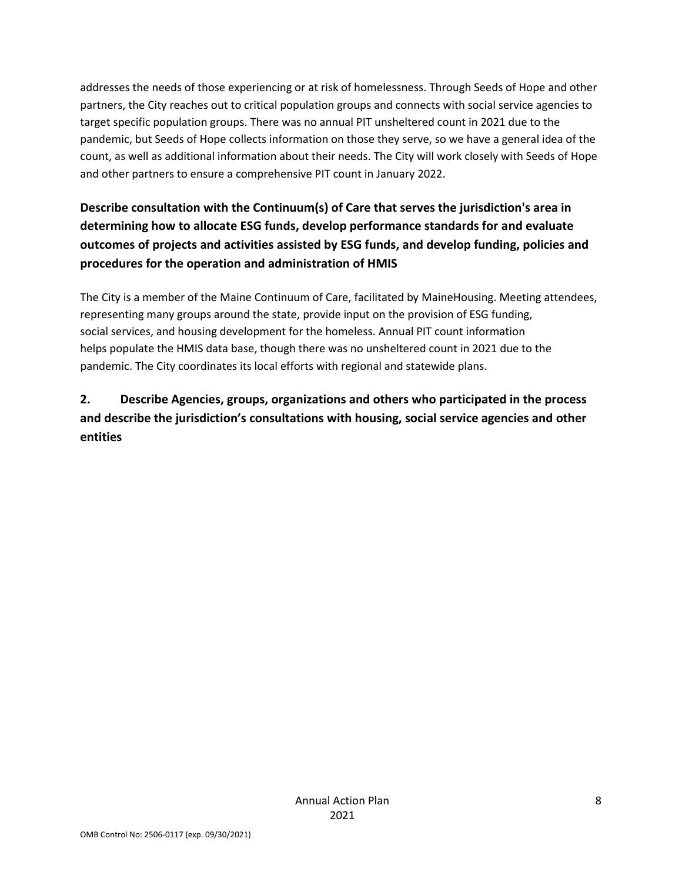addresses the needs of those experiencing or at risk of homelessness. Through Seeds of Hope and other partners, the City reaches out to critical population groups and connects with social service agencies to target specific population groups. There was no annual PIT unsheltered count in 2021 due to the pandemic, but Seeds of Hope collects information on those they serve, so we have a general idea of the count, as well as additional information about their needs. The City will work closely with Seeds of Hope and other partners to ensure a comprehensive PIT count in January 2022.

**Describe consultation with the Continuum(s) of Care that serves the jurisdiction's area in determining how to allocate ESG funds, develop performance standards for and evaluate outcomes of projects and activities assisted by ESG funds, and develop funding, policies and procedures for the operation and administration of HMIS**

The City is a member of the Maine Continuum of Care, facilitated by MaineHousing. Meeting attendees, representing many groups around the state, provide input on the provision of ESG funding, social services, and housing development for the homeless. Annual PIT count information helps populate the HMIS data base, though there was no unsheltered count in 2021 due to the pandemic. The City coordinates its local efforts with regional and statewide plans.

**2. Describe Agencies, groups, organizations and others who participated in the process and describe the jurisdiction's consultations with housing, social service agencies and other entities**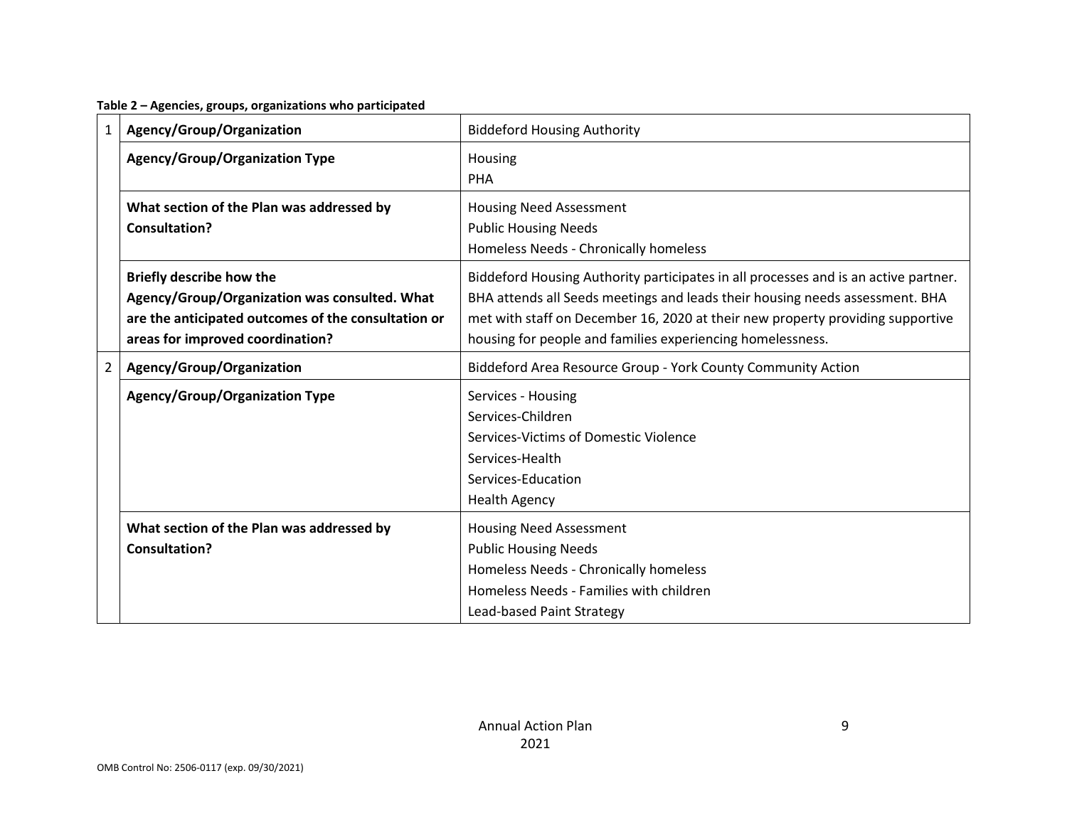**Table 2 – Agencies, groups, organizations who participated**

| | | |
|---|---|---|
| 1 | **Agency/Group/Organization** | Biddeford Housing Authority |
| | **Agency/Group/Organization Type** | Housing<br>PHA |
| | **What section of the Plan was addressed by Consultation?** | Housing Need Assessment<br>Public Housing Needs<br>Homeless Needs - Chronically homeless |
| | **Briefly describe how the Agency/Group/Organization was consulted. What are the anticipated outcomes of the consultation or areas for improved coordination?** | Biddeford Housing Authority participates in all processes and is an active partner. BHA attends all Seeds meetings and leads their housing needs assessment. BHA met with staff on December 16, 2020 at their new property providing supportive housing for people and families experiencing homelessness. |
| 2 | **Agency/Group/Organization** | Biddeford Area Resource Group - York County Community Action |
| | **Agency/Group/Organization Type** | Services - Housing<br>Services-Children<br>Services-Victims of Domestic Violence<br>Services-Health<br>Services-Education<br>Health Agency |
| | **What section of the Plan was addressed by Consultation?** | Housing Need Assessment<br>Public Housing Needs<br>Homeless Needs - Chronically homeless<br>Homeless Needs - Families with children<br>Lead-based Paint Strategy |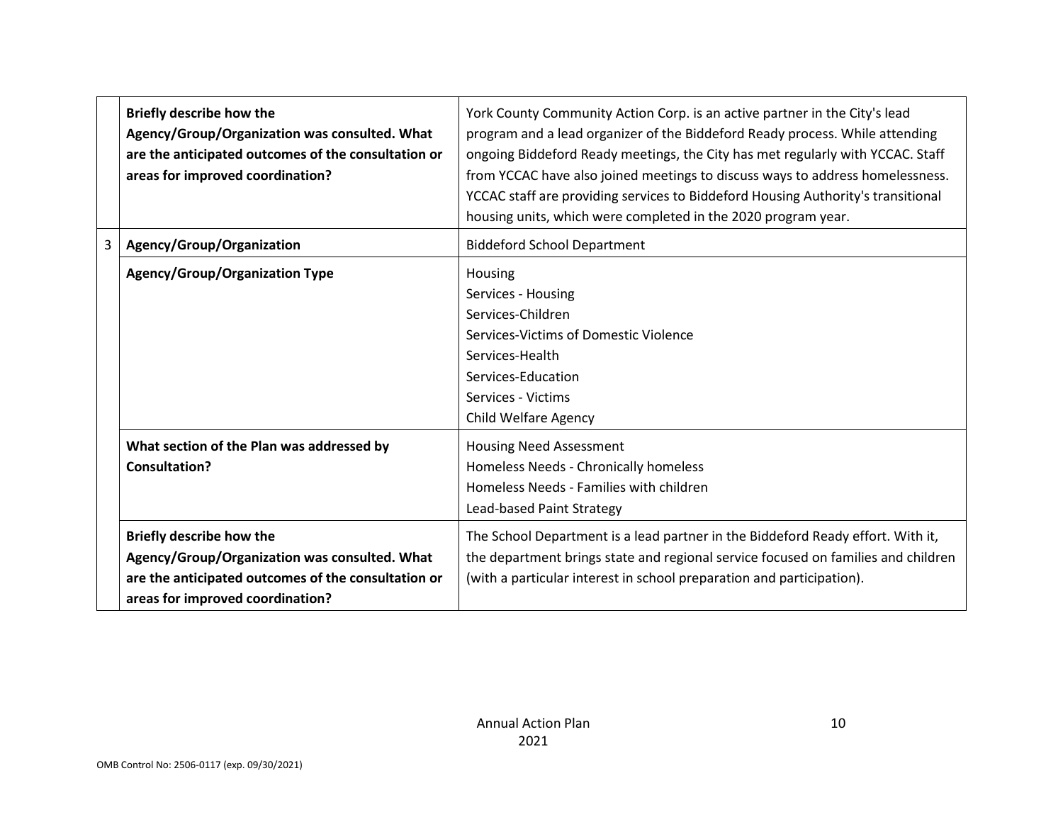| | | |
|---|---|---|
| | **Briefly describe how the Agency/Group/Organization was consulted. What are the anticipated outcomes of the consultation or areas for improved coordination?** | York County Community Action Corp. is an active partner in the City's lead program and a lead organizer of the Biddeford Ready process. While attending ongoing Biddeford Ready meetings, the City has met regularly with YCCAC. Staff from YCCAC have also joined meetings to discuss ways to address homelessness. YCCAC staff are providing services to Biddeford Housing Authority's transitional housing units, which were completed in the 2020 program year. |
| 3 | **Agency/Group/Organization** | Biddeford School Department |
| | **Agency/Group/Organization Type** | Housing<br>Services - Housing<br>Services-Children<br>Services-Victims of Domestic Violence<br>Services-Health<br>Services-Education<br>Services - Victims<br>Child Welfare Agency |
| | **What section of the Plan was addressed by Consultation?** | Housing Need Assessment<br>Homeless Needs - Chronically homeless<br>Homeless Needs - Families with children<br>Lead-based Paint Strategy |
| | **Briefly describe how the Agency/Group/Organization was consulted. What are the anticipated outcomes of the consultation or areas for improved coordination?** | The School Department is a lead partner in the Biddeford Ready effort. With it, the department brings state and regional service focused on families and children (with a particular interest in school preparation and participation). |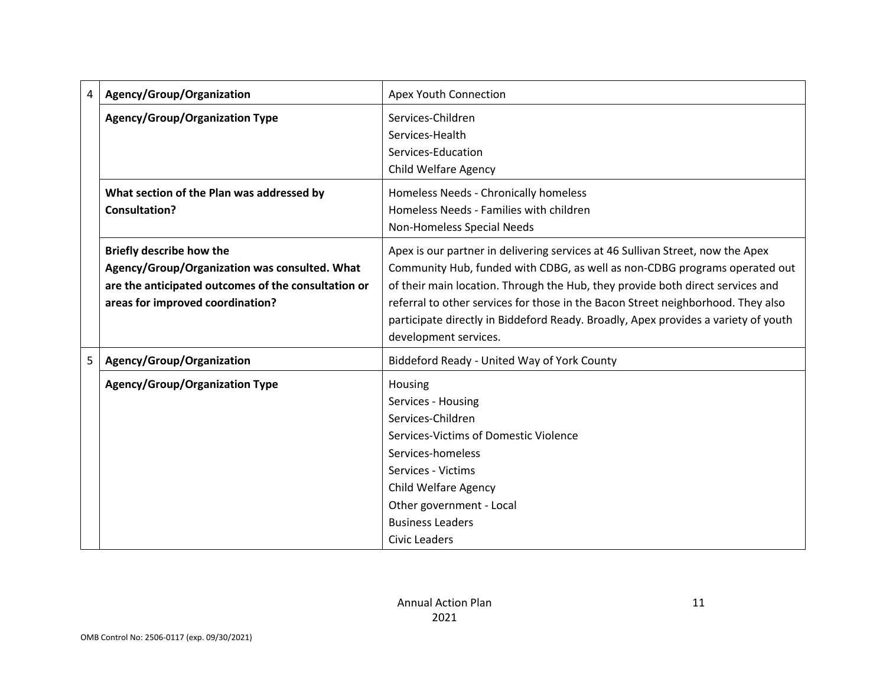| | | |
|---|---|---|
| 4 | **Agency/Group/Organization** | Apex Youth Connection |
| | **Agency/Group/Organization Type** | Services-Children<br>Services-Health<br>Services-Education<br>Child Welfare Agency |
| | **What section of the Plan was addressed by Consultation?** | Homeless Needs - Chronically homeless<br>Homeless Needs - Families with children<br>Non-Homeless Special Needs |
| | **Briefly describe how the Agency/Group/Organization was consulted. What are the anticipated outcomes of the consultation or areas for improved coordination?** | Apex is our partner in delivering services at 46 Sullivan Street, now the Apex Community Hub, funded with CDBG, as well as non-CDBG programs operated out of their main location. Through the Hub, they provide both direct services and referral to other services for those in the Bacon Street neighborhood. They also participate directly in Biddeford Ready. Broadly, Apex provides a variety of youth development services. |
| 5 | **Agency/Group/Organization** | Biddeford Ready - United Way of York County |
| | **Agency/Group/Organization Type** | Housing<br>Services - Housing<br>Services-Children<br>Services-Victims of Domestic Violence<br>Services-homeless<br>Services - Victims<br>Child Welfare Agency<br>Other government - Local<br>Business Leaders<br>Civic Leaders |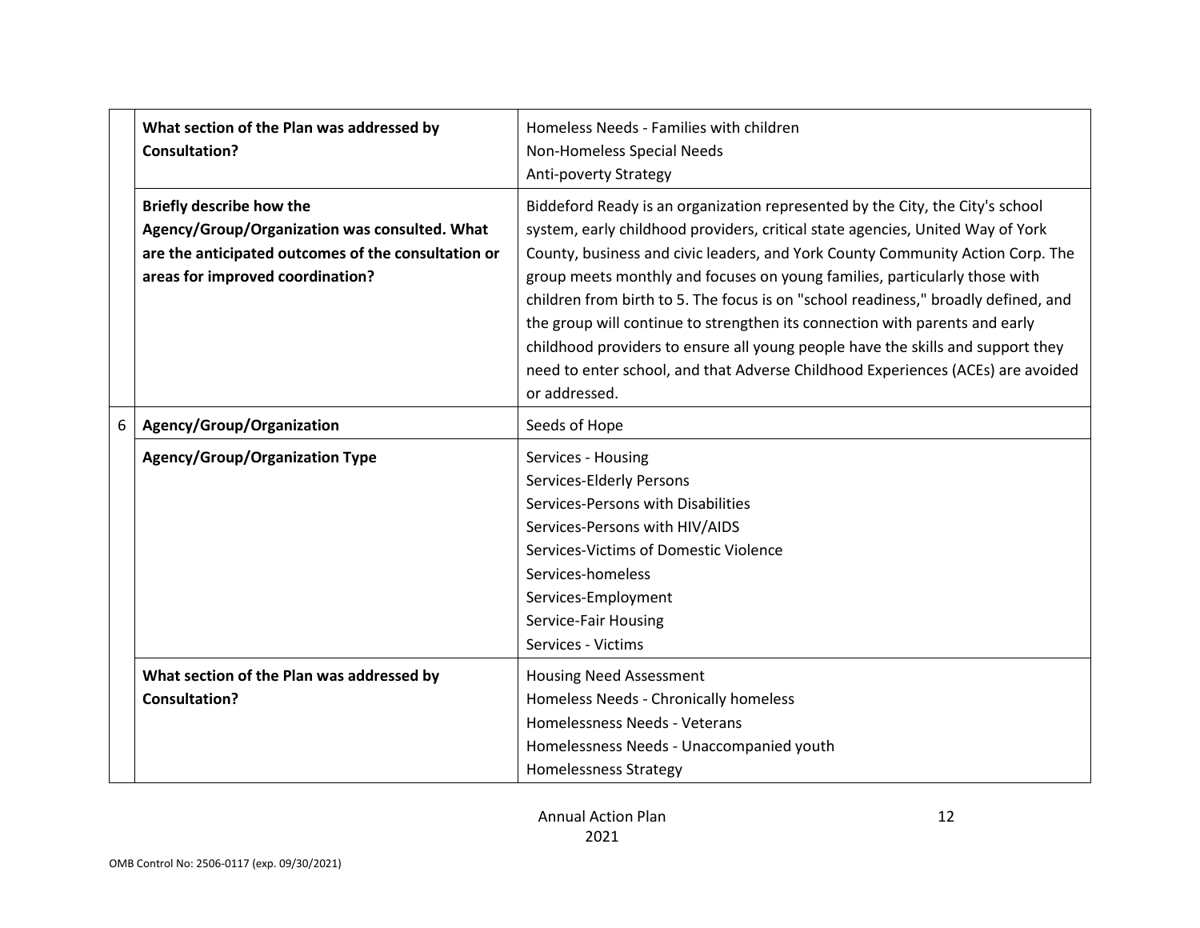| | | |
|---|---|---|
| | **What section of the Plan was addressed by Consultation?** | Homeless Needs - Families with children<br>Non-Homeless Special Needs<br>Anti-poverty Strategy |
| | **Briefly describe how the Agency/Group/Organization was consulted. What are the anticipated outcomes of the consultation or areas for improved coordination?** | Biddeford Ready is an organization represented by the City, the City's school system, early childhood providers, critical state agencies, United Way of York County, business and civic leaders, and York County Community Action Corp. The group meets monthly and focuses on young families, particularly those with children from birth to 5. The focus is on "school readiness," broadly defined, and the group will continue to strengthen its connection with parents and early childhood providers to ensure all young people have the skills and support they need to enter school, and that Adverse Childhood Experiences (ACEs) are avoided or addressed. |
| 6 | **Agency/Group/Organization** | Seeds of Hope |
| | **Agency/Group/Organization Type** | Services - Housing<br>Services-Elderly Persons<br>Services-Persons with Disabilities<br>Services-Persons with HIV/AIDS<br>Services-Victims of Domestic Violence<br>Services-homeless<br>Services-Employment<br>Service-Fair Housing<br>Services - Victims |
| | **What section of the Plan was addressed by Consultation?** | Housing Need Assessment<br>Homeless Needs - Chronically homeless<br>Homelessness Needs - Veterans<br>Homelessness Needs - Unaccompanied youth<br>Homelessness Strategy |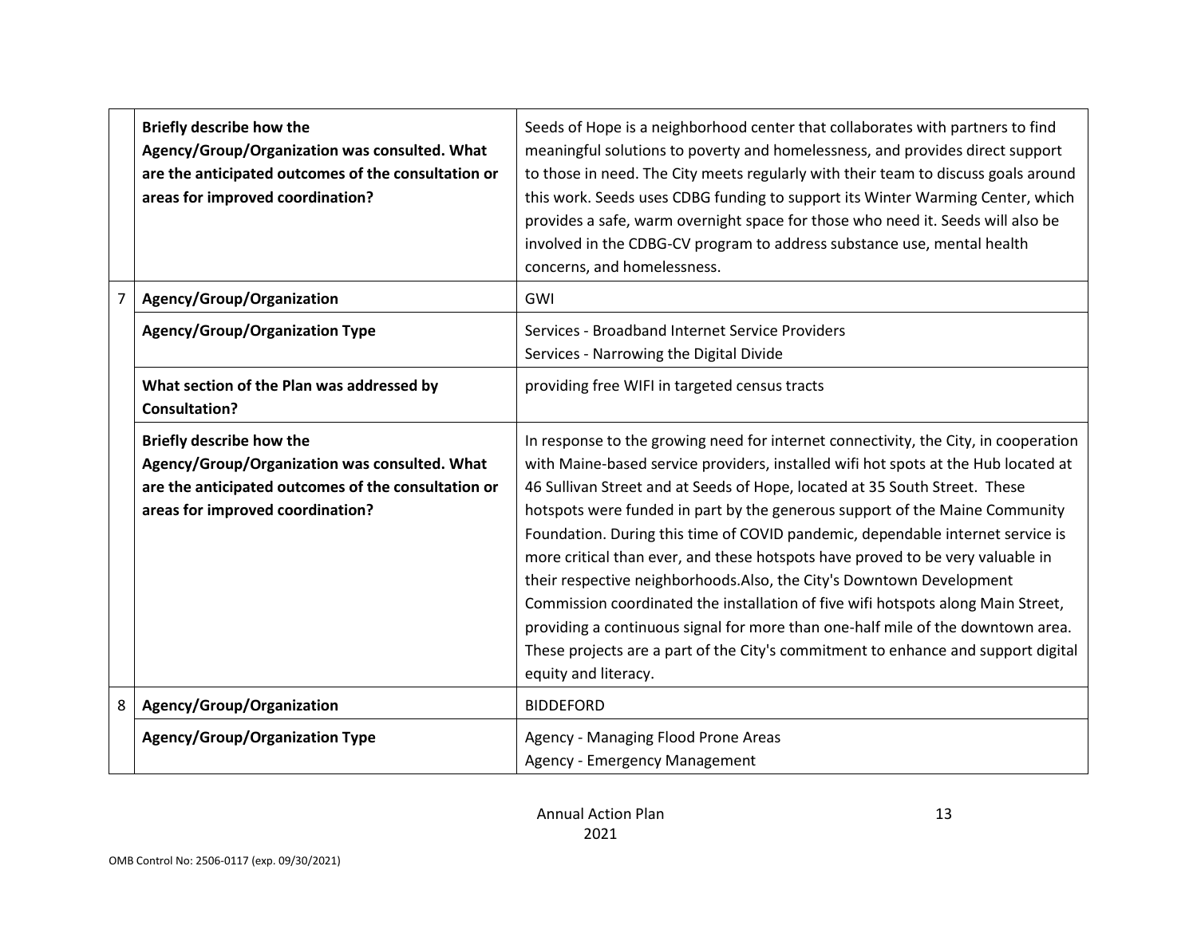| | | |
|---|---|---|
| | **Briefly describe how the Agency/Group/Organization was consulted. What are the anticipated outcomes of the consultation or areas for improved coordination?** | Seeds of Hope is a neighborhood center that collaborates with partners to find meaningful solutions to poverty and homelessness, and provides direct support to those in need. The City meets regularly with their team to discuss goals around this work. Seeds uses CDBG funding to support its Winter Warming Center, which provides a safe, warm overnight space for those who need it. Seeds will also be involved in the CDBG-CV program to address substance use, mental health concerns, and homelessness. |
| 7 | **Agency/Group/Organization** | GWI |
| | **Agency/Group/Organization Type** | Services - Broadband Internet Service Providers<br>Services - Narrowing the Digital Divide |
| | **What section of the Plan was addressed by Consultation?** | providing free WIFI in targeted census tracts |
| | **Briefly describe how the Agency/Group/Organization was consulted. What are the anticipated outcomes of the consultation or areas for improved coordination?** | In response to the growing need for internet connectivity, the City, in cooperation with Maine-based service providers, installed wifi hot spots at the Hub located at 46 Sullivan Street and at Seeds of Hope, located at 35 South Street. These hotspots were funded in part by the generous support of the Maine Community Foundation. During this time of COVID pandemic, dependable internet service is more critical than ever, and these hotspots have proved to be very valuable in their respective neighborhoods.Also, the City's Downtown Development Commission coordinated the installation of five wifi hotspots along Main Street, providing a continuous signal for more than one-half mile of the downtown area. These projects are a part of the City's commitment to enhance and support digital equity and literacy. |
| 8 | **Agency/Group/Organization** | BIDDEFORD |
| | **Agency/Group/Organization Type** | Agency - Managing Flood Prone Areas<br>Agency - Emergency Management |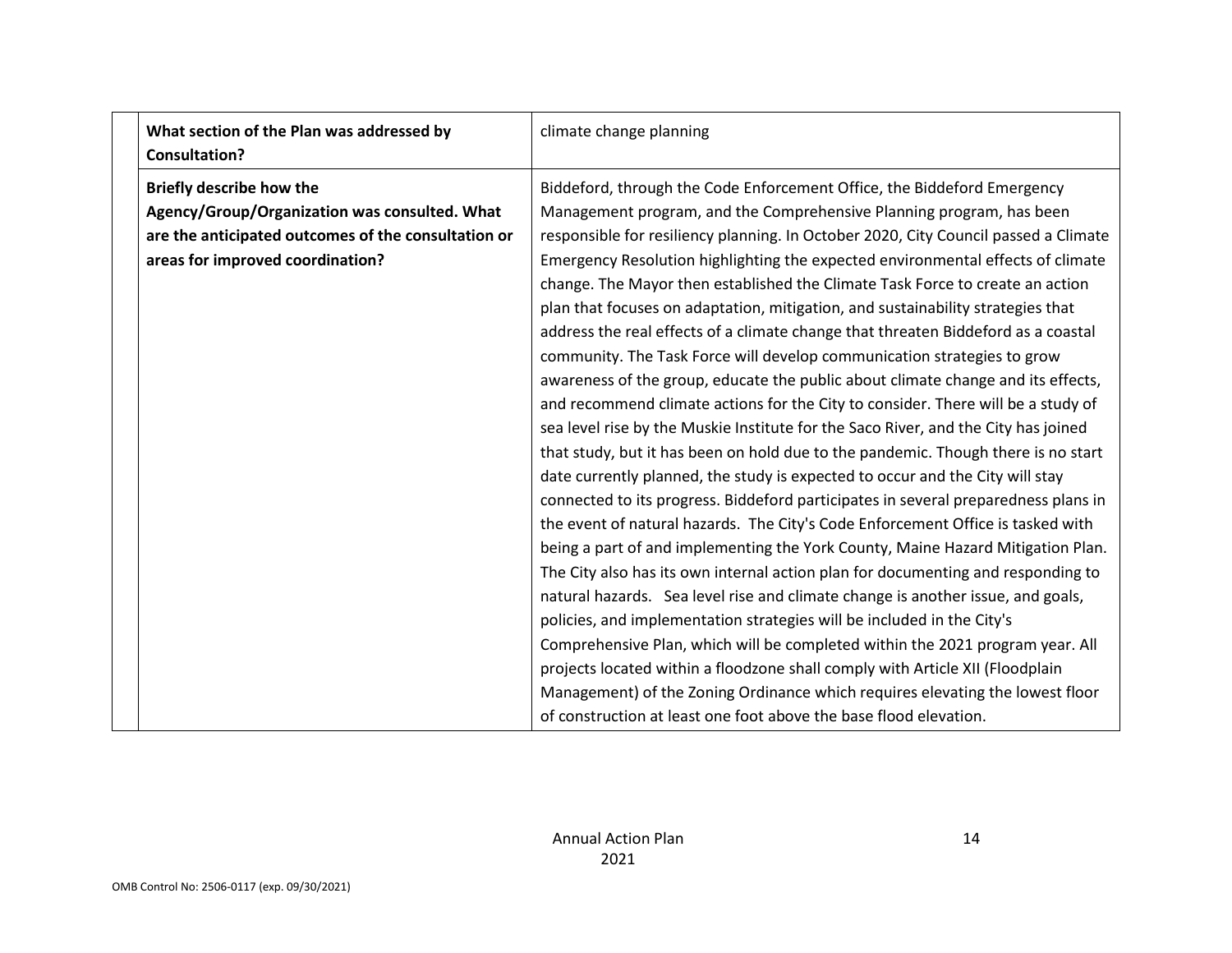| | | |
|---|---|---|
| | **What section of the Plan was addressed by Consultation?** | climate change planning |
| | **Briefly describe how the Agency/Group/Organization was consulted. What are the anticipated outcomes of the consultation or areas for improved coordination?** | Biddeford, through the Code Enforcement Office, the Biddeford Emergency Management program, and the Comprehensive Planning program, has been responsible for resiliency planning. In October 2020, City Council passed a Climate Emergency Resolution highlighting the expected environmental effects of climate change. The Mayor then established the Climate Task Force to create an action plan that focuses on adaptation, mitigation, and sustainability strategies that address the real effects of a climate change that threaten Biddeford as a coastal community. The Task Force will develop communication strategies to grow awareness of the group, educate the public about climate change and its effects, and recommend climate actions for the City to consider. There will be a study of sea level rise by the Muskie Institute for the Saco River, and the City has joined that study, but it has been on hold due to the pandemic. Though there is no start date currently planned, the study is expected to occur and the City will stay connected to its progress. Biddeford participates in several preparedness plans in the event of natural hazards. The City's Code Enforcement Office is tasked with being a part of and implementing the York County, Maine Hazard Mitigation Plan. The City also has its own internal action plan for documenting and responding to natural hazards. Sea level rise and climate change is another issue, and goals, policies, and implementation strategies will be included in the City's Comprehensive Plan, which will be completed within the 2021 program year. All projects located within a floodzone shall comply with Article XII (Floodplain Management) of the Zoning Ordinance which requires elevating the lowest floor of construction at least one foot above the base flood elevation. |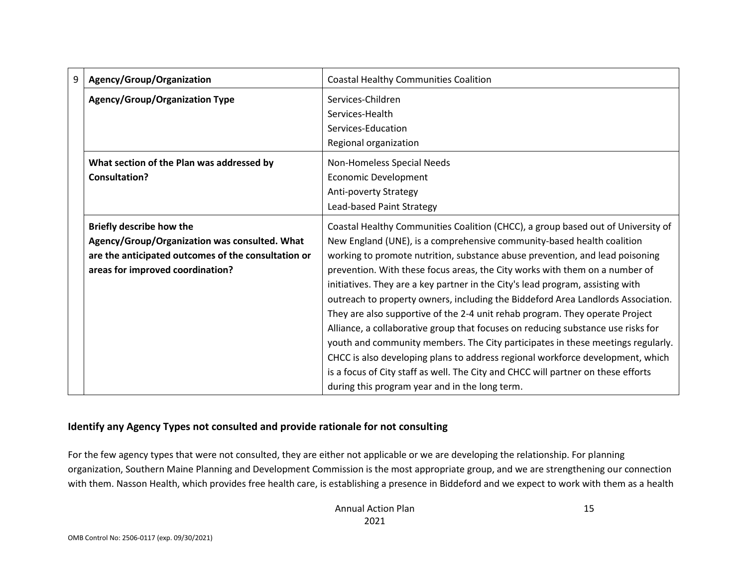| 9 | Agency/Group/Organization | Coastal Healthy Communities Coalition |
|---|---|---|
| | **Agency/Group/Organization Type** | Services-Children<br>Services-Health<br>Services-Education<br>Regional organization |
| | **What section of the Plan was addressed by Consultation?** | Non-Homeless Special Needs<br>Economic Development<br>Anti-poverty Strategy<br>Lead-based Paint Strategy |
| | **Briefly describe how the Agency/Group/Organization was consulted. What are the anticipated outcomes of the consultation or areas for improved coordination?** | Coastal Healthy Communities Coalition (CHCC), a group based out of University of New England (UNE), is a comprehensive community-based health coalition working to promote nutrition, substance abuse prevention, and lead poisoning prevention. With these focus areas, the City works with them on a number of initiatives. They are a key partner in the City's lead program, assisting with outreach to property owners, including the Biddeford Area Landlords Association. They are also supportive of the 2-4 unit rehab program. They operate Project Alliance, a collaborative group that focuses on reducing substance use risks for youth and community members. The City participates in these meetings regularly. CHCC is also developing plans to address regional workforce development, which is a focus of City staff as well. The City and CHCC will partner on these efforts during this program year and in the long term. |

### Identify any Agency Types not consulted and provide rationale for not consulting

For the few agency types that were not consulted, they are either not applicable or we are developing the relationship. For planning organization, Southern Maine Planning and Development Commission is the most appropriate group, and we are strengthening our connection with them. Nasson Health, which provides free health care, is establishing a presence in Biddeford and we expect to work with them as a health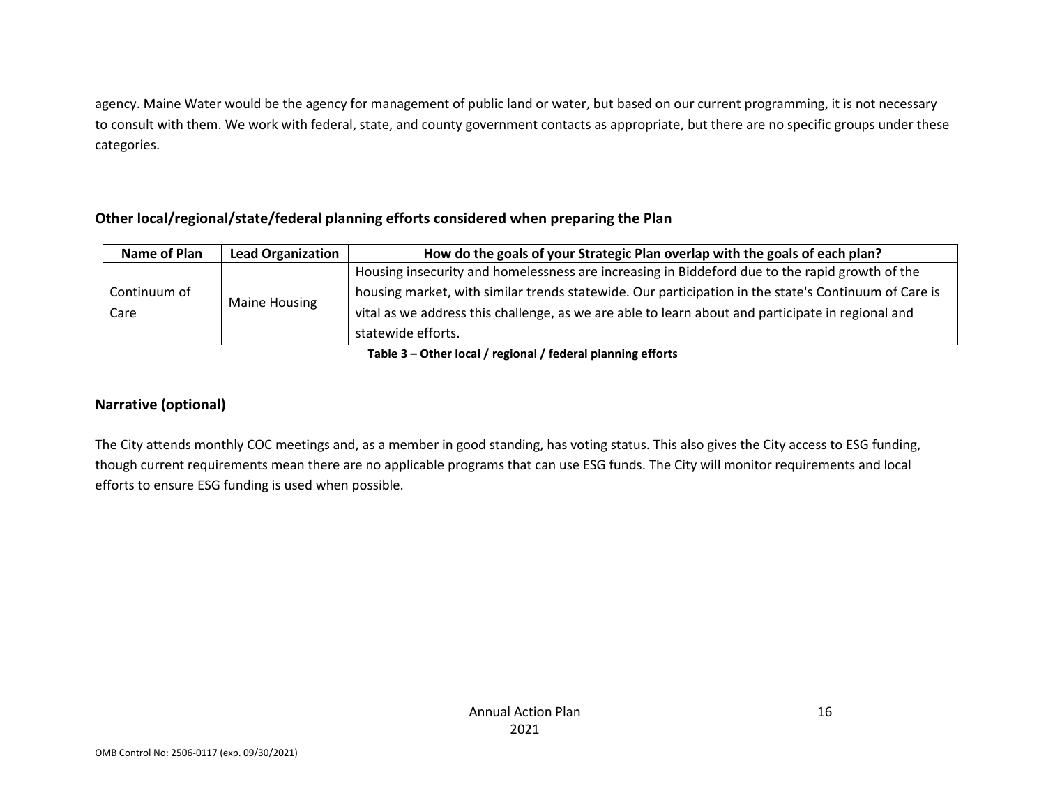agency. Maine Water would be the agency for management of public land or water, but based on our current programming, it is not necessary to consult with them. We work with federal, state, and county government contacts as appropriate, but there are no specific groups under these categories.

## Other local/regional/state/federal planning efforts considered when preparing the Plan

| Name of Plan | Lead Organization | How do the goals of your Strategic Plan overlap with the goals of each plan? |
|---|---|---|
| Continuum of Care | Maine Housing | Housing insecurity and homelessness are increasing in Biddeford due to the rapid growth of the housing market, with similar trends statewide. Our participation in the state's Continuum of Care is vital as we address this challenge, as we are able to learn about and participate in regional and statewide efforts. |

**Table 3 – Other local / regional / federal planning efforts**

## Narrative (optional)

The City attends monthly COC meetings and, as a member in good standing, has voting status. This also gives the City access to ESG funding, though current requirements mean there are no applicable programs that can use ESG funds. The City will monitor requirements and local efforts to ensure ESG funding is used when possible.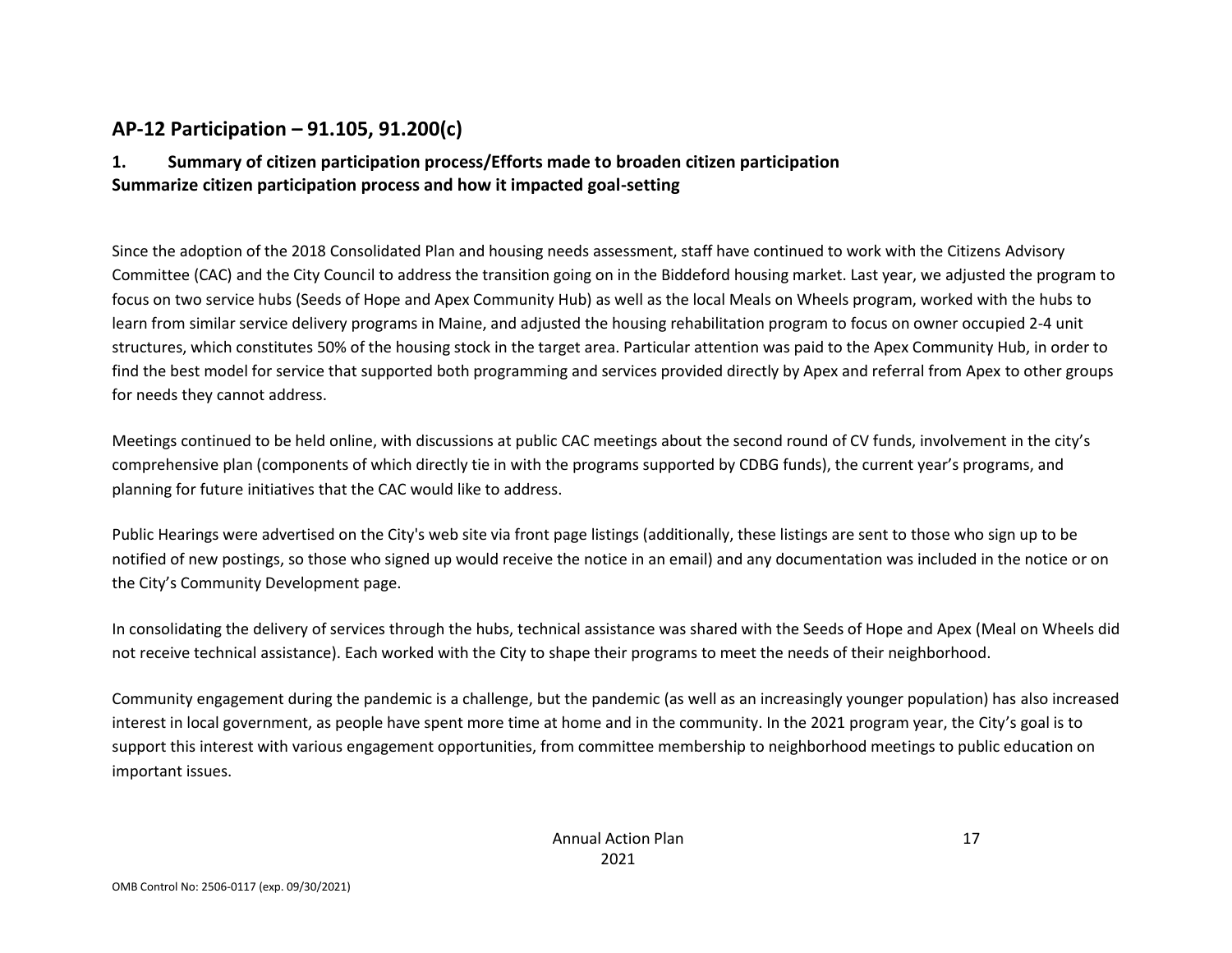## AP-12 Participation – 91.105, 91.200(c)

### 1. Summary of citizen participation process/Efforts made to broaden citizen participation

**Summarize citizen participation process and how it impacted goal-setting**

Since the adoption of the 2018 Consolidated Plan and housing needs assessment, staff have continued to work with the Citizens Advisory Committee (CAC) and the City Council to address the transition going on in the Biddeford housing market. Last year, we adjusted the program to focus on two service hubs (Seeds of Hope and Apex Community Hub) as well as the local Meals on Wheels program, worked with the hubs to learn from similar service delivery programs in Maine, and adjusted the housing rehabilitation program to focus on owner occupied 2-4 unit structures, which constitutes 50% of the housing stock in the target area. Particular attention was paid to the Apex Community Hub, in order to find the best model for service that supported both programming and services provided directly by Apex and referral from Apex to other groups for needs they cannot address.

Meetings continued to be held online, with discussions at public CAC meetings about the second round of CV funds, involvement in the city's comprehensive plan (components of which directly tie in with the programs supported by CDBG funds), the current year's programs, and planning for future initiatives that the CAC would like to address.

Public Hearings were advertised on the City's web site via front page listings (additionally, these listings are sent to those who sign up to be notified of new postings, so those who signed up would receive the notice in an email) and any documentation was included in the notice or on the City's Community Development page.

In consolidating the delivery of services through the hubs, technical assistance was shared with the Seeds of Hope and Apex (Meal on Wheels did not receive technical assistance). Each worked with the City to shape their programs to meet the needs of their neighborhood.

Community engagement during the pandemic is a challenge, but the pandemic (as well as an increasingly younger population) has also increased interest in local government, as people have spent more time at home and in the community. In the 2021 program year, the City's goal is to support this interest with various engagement opportunities, from committee membership to neighborhood meetings to public education on important issues.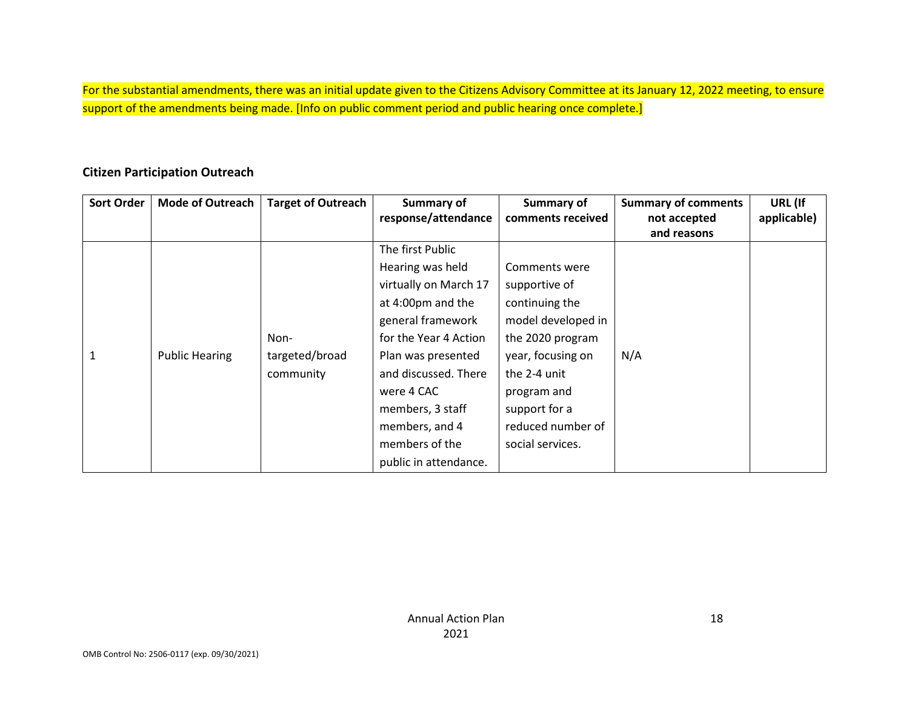For the substantial amendments, there was an initial update given to the Citizens Advisory Committee at its January 12, 2022 meeting, to ensure support of the amendments being made. [Info on public comment period and public hearing once complete.]

**Citizen Participation Outreach**

| Sort Order | Mode of Outreach | Target of Outreach | Summary of response/attendance | Summary of comments received | Summary of comments not accepted and reasons | URL (If applicable) |
|---|---|---|---|---|---|---|
| 1 | Public Hearing | Non-targeted/broad community | The first Public Hearing was held virtually on March 17 at 4:00pm and the general framework for the Year 4 Action Plan was presented and discussed. There were 4 CAC members, 3 staff members, and 4 members of the public in attendance. | Comments were supportive of continuing the model developed in the 2020 program year, focusing on the 2-4 unit program and support for a reduced number of social services. | N/A | |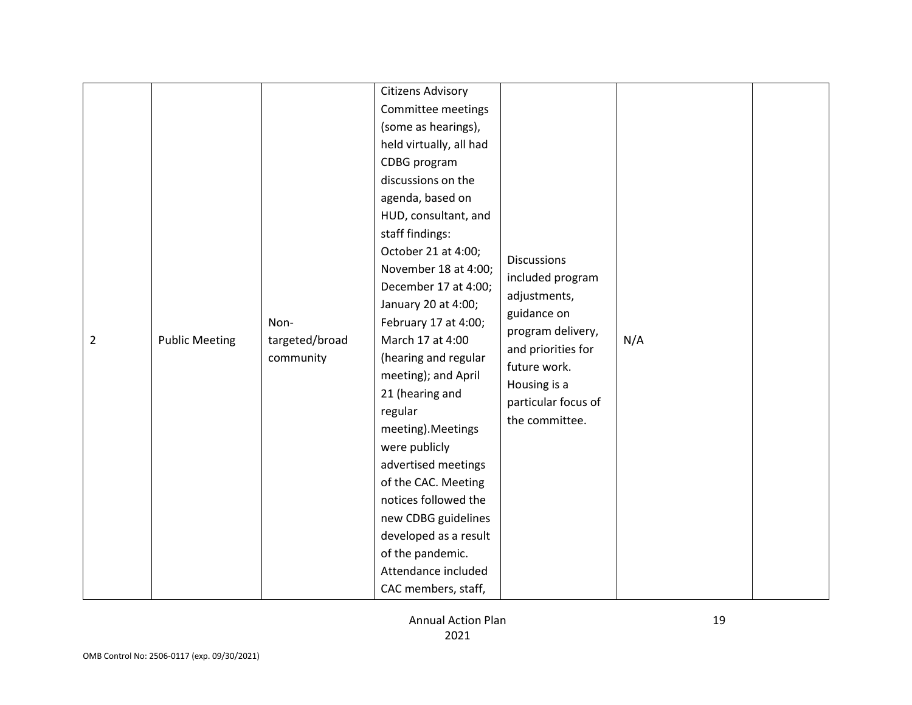| 2 | Public Meeting | Non-targeted/broad community | Citizens Advisory Committee meetings (some as hearings), held virtually, all had CDBG program discussions on the agenda, based on HUD, consultant, and staff findings: October 21 at 4:00; November 18 at 4:00; December 17 at 4:00; January 20 at 4:00; February 17 at 4:00; March 17 at 4:00 (hearing and regular meeting); and April 21 (hearing and regular meeting).Meetings were publicly advertised meetings of the CAC. Meeting notices followed the new CDBG guidelines developed as a result of the pandemic. Attendance included CAC members, staff, | Discussions included program adjustments, guidance on program delivery, and priorities for future work. Housing is a particular focus of the committee. | N/A | |
|---|---|---|---|---|---|---|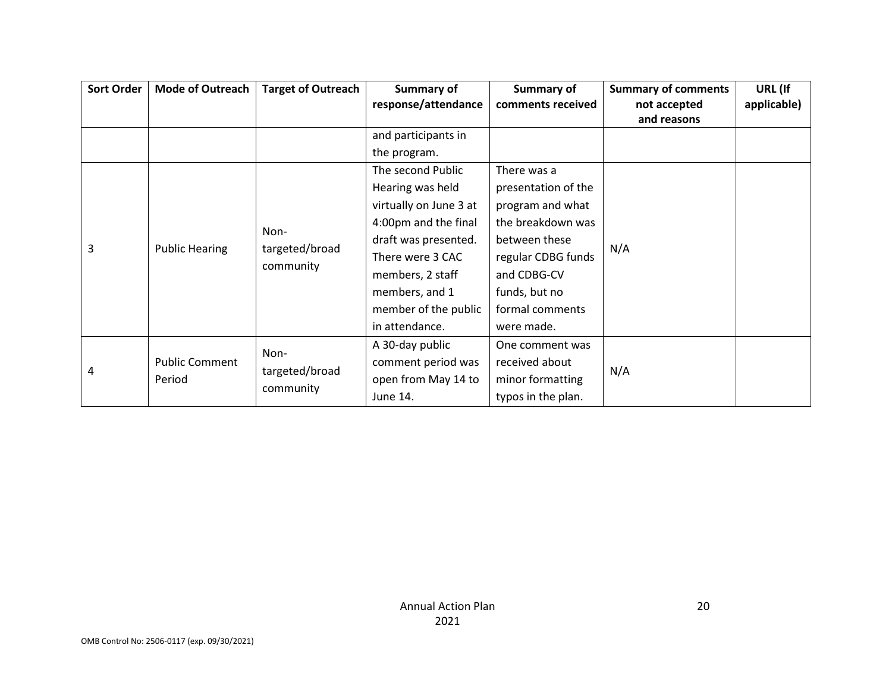| Sort Order | Mode of Outreach | Target of Outreach | Summary of response/attendance | Summary of comments received | Summary of comments not accepted and reasons | URL (If applicable) |
|---|---|---|---|---|---|---|
| | | | and participants in the program. | | | |
| 3 | Public Hearing | Non-targeted/broad community | The second Public Hearing was held virtually on June 3 at 4:00pm and the final draft was presented. There were 3 CAC members, 2 staff members, and 1 member of the public in attendance. | There was a presentation of the program and what the breakdown was between these regular CDBG funds and CDBG-CV funds, but no formal comments were made. | N/A | |
| 4 | Public Comment Period | Non-targeted/broad community | A 30-day public comment period was open from May 14 to June 14. | One comment was received about minor formatting typos in the plan. | N/A | |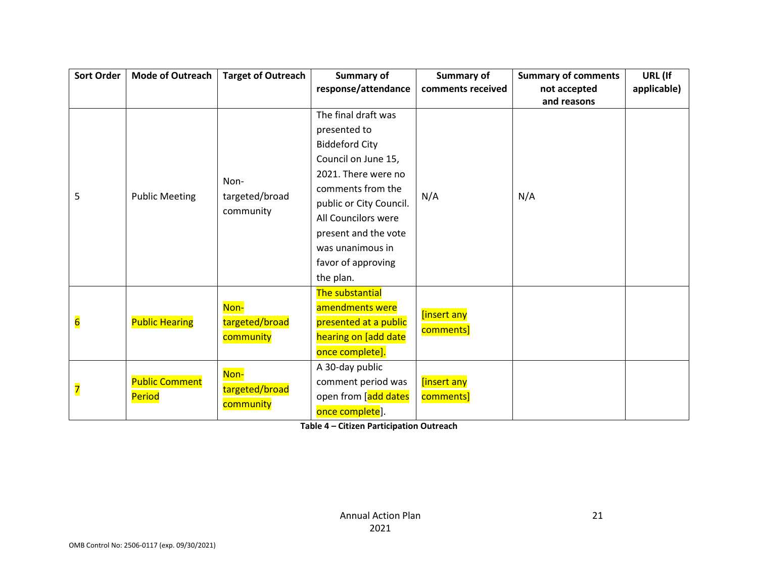| Sort Order | Mode of Outreach | Target of Outreach | Summary of response/attendance | Summary of comments received | Summary of comments not accepted and reasons | URL (If applicable) |
|---|---|---|---|---|---|---|
| 5 | Public Meeting | Non-targeted/broad community | The final draft was presented to Biddeford City Council on June 15, 2021. There were no comments from the public or City Council. All Councilors were present and the vote was unanimous in favor of approving the plan. | N/A | N/A | |
| 6 | Public Hearing | Non-targeted/broad community | The substantial amendments were presented at a public hearing on [add date once complete]. | [insert any comments] | | |
| 7 | Public Comment Period | Non-targeted/broad community | A 30-day public comment period was open from [add dates once complete]. | [insert any comments] | | |

**Table 4 – Citizen Participation Outreach**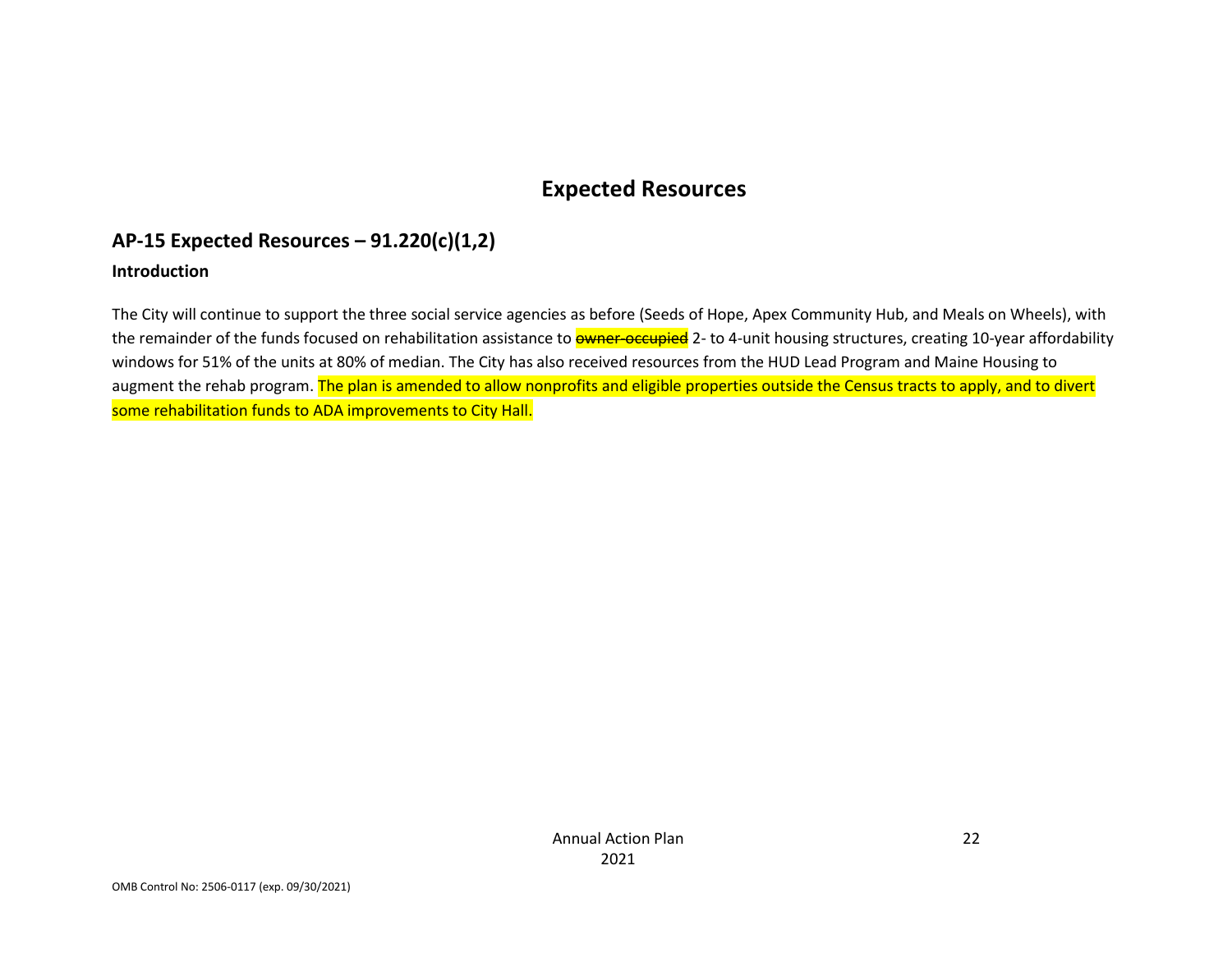# Expected Resources

## AP-15 Expected Resources – 91.220(c)(1,2)

### Introduction

The City will continue to support the three social service agencies as before (Seeds of Hope, Apex Community Hub, and Meals on Wheels), with the remainder of the funds focused on rehabilitation assistance to ~~owner-occupied~~ 2- to 4-unit housing structures, creating 10-year affordability windows for 51% of the units at 80% of median. The City has also received resources from the HUD Lead Program and Maine Housing to augment the rehab program. The plan is amended to allow nonprofits and eligible properties outside the Census tracts to apply, and to divert some rehabilitation funds to ADA improvements to City Hall.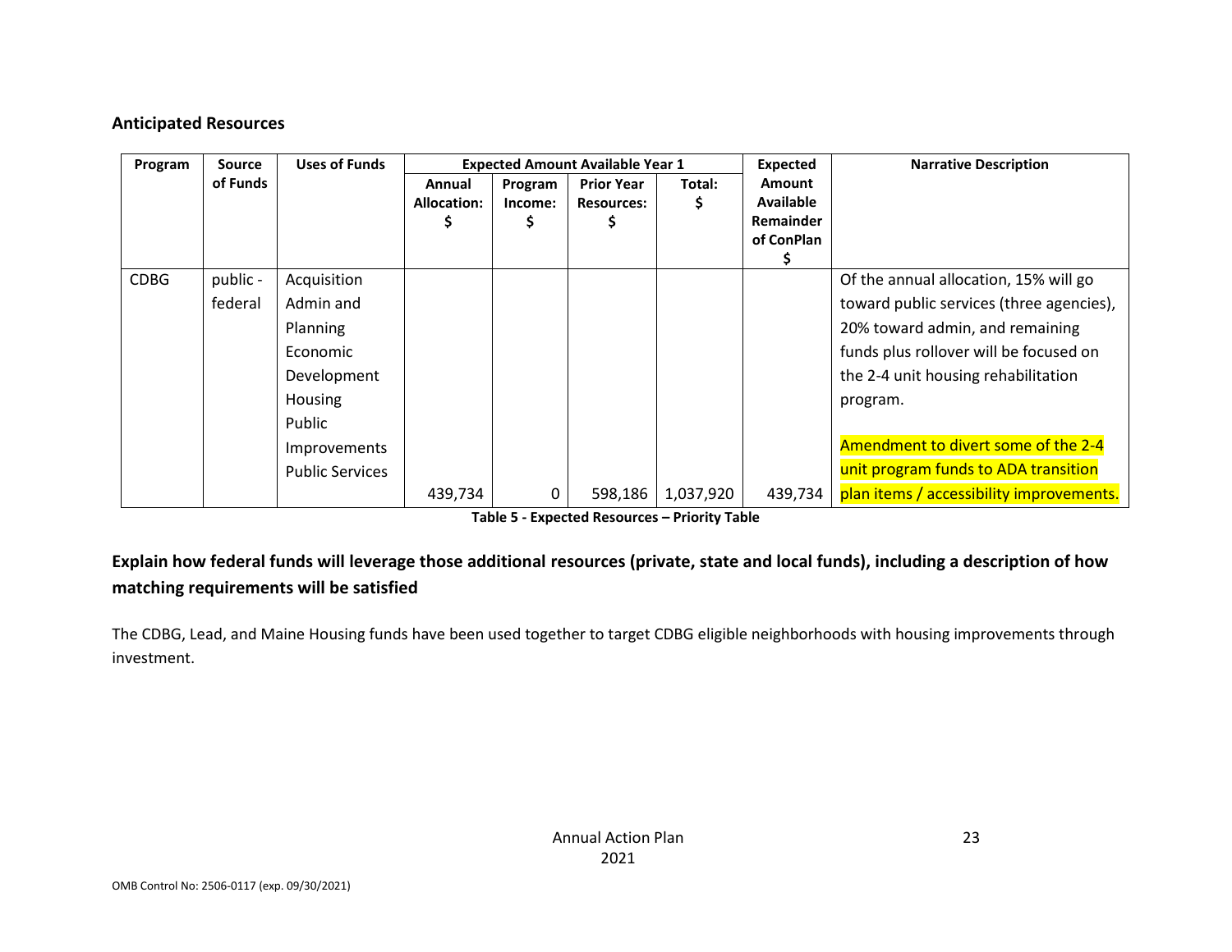## Anticipated Resources

| Program | Source of Funds | Uses of Funds | Expected Amount Available Year 1 | | | | Expected Amount Available Remainder of ConPlan $ | Narrative Description |
|---|---|---|---|---|---|---|---|---|
| | | | Annual Allocation: $ | Program Income: $ | Prior Year Resources: $ | Total: $ | | |
| CDBG | public - federal | Acquisition<br>Admin and Planning<br>Economic Development<br>Housing<br>Public Improvements<br>Public Services | 439,734 | 0 | 598,186 | 1,037,920 | 439,734 | Of the annual allocation, 15% will go toward public services (three agencies), 20% toward admin, and remaining funds plus rollover will be focused on the 2-4 unit housing rehabilitation program.<br><br>Amendment to divert some of the 2-4 unit program funds to ADA transition plan items / accessibility improvements. |

**Table 5 - Expected Resources – Priority Table**

### Explain how federal funds will leverage those additional resources (private, state and local funds), including a description of how matching requirements will be satisfied

The CDBG, Lead, and Maine Housing funds have been used together to target CDBG eligible neighborhoods with housing improvements through investment.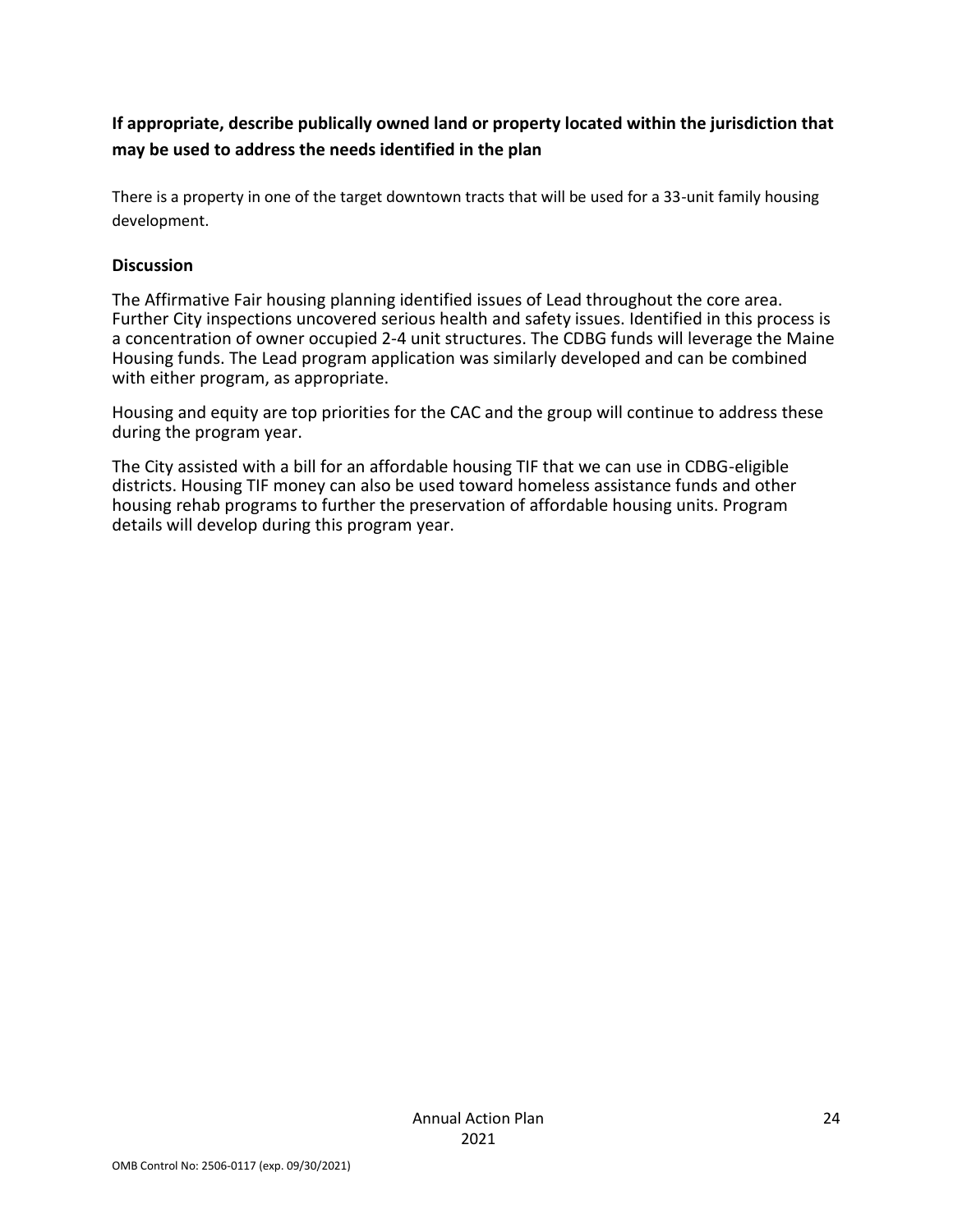**If appropriate, describe publically owned land or property located within the jurisdiction that may be used to address the needs identified in the plan**

There is a property in one of the target downtown tracts that will be used for a 33-unit family housing development.

**Discussion**

The Affirmative Fair housing planning identified issues of Lead throughout the core area. Further City inspections uncovered serious health and safety issues. Identified in this process is a concentration of owner occupied 2-4 unit structures. The CDBG funds will leverage the Maine Housing funds. The Lead program application was similarly developed and can be combined with either program, as appropriate.

Housing and equity are top priorities for the CAC and the group will continue to address these during the program year.

The City assisted with a bill for an affordable housing TIF that we can use in CDBG-eligible districts. Housing TIF money can also be used toward homeless assistance funds and other housing rehab programs to further the preservation of affordable housing units. Program details will develop during this program year.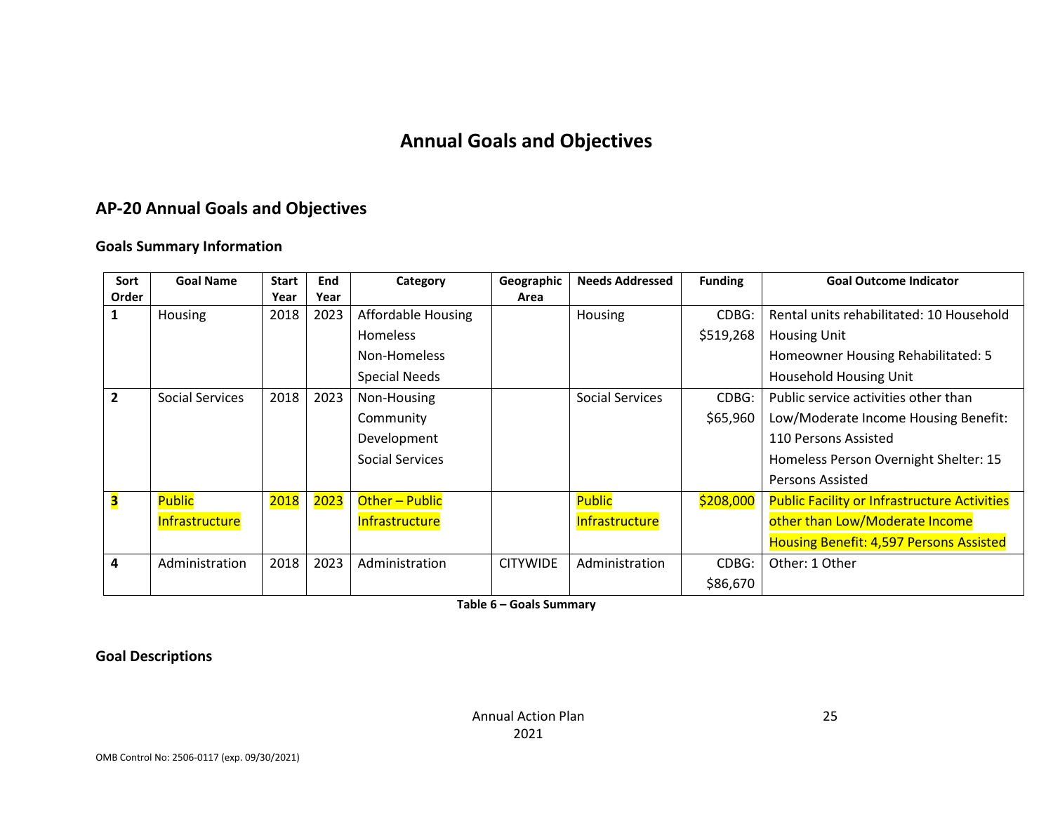# Annual Goals and Objectives

## AP-20 Annual Goals and Objectives

### Goals Summary Information

| Sort Order | Goal Name | Start Year | End Year | Category | Geographic Area | Needs Addressed | Funding | Goal Outcome Indicator |
|---|---|---|---|---|---|---|---|---|
| 1 | Housing | 2018 | 2023 | Affordable Housing<br>Homeless<br>Non-Homeless<br>Special Needs | | Housing | CDBG: $519,268 | Rental units rehabilitated: 10 Household Housing Unit<br>Homeowner Housing Rehabilitated: 5 Household Housing Unit |
| 2 | Social Services | 2018 | 2023 | Non-Housing Community Development<br>Social Services | | Social Services | CDBG: $65,960 | Public service activities other than Low/Moderate Income Housing Benefit: 110 Persons Assisted<br>Homeless Person Overnight Shelter: 15 Persons Assisted |
| 3 | Public Infrastructure | 2018 | 2023 | Other – Public Infrastructure | | Public Infrastructure | $208,000 | Public Facility or Infrastructure Activities other than Low/Moderate Income Housing Benefit: 4,597 Persons Assisted |
| 4 | Administration | 2018 | 2023 | Administration | CITYWIDE | Administration | CDBG: $86,670 | Other: 1 Other |

**Table 6 – Goals Summary**

### Goal Descriptions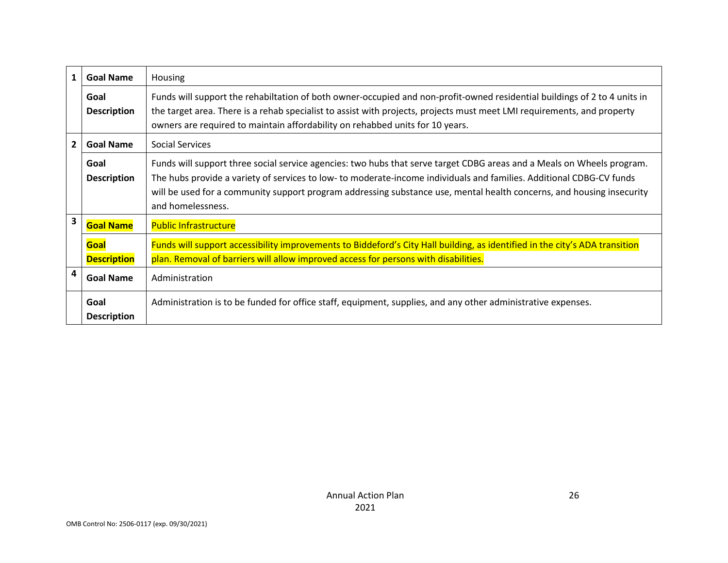| | | |
|---|---|---|
| **1** | **Goal Name** | Housing |
| | **Goal Description** | Funds will support the rehabiltation of both owner-occupied and non-profit-owned residential buildings of 2 to 4 units in the target area. There is a rehab specialist to assist with projects, projects must meet LMI requirements, and property owners are required to maintain affordability on rehabbed units for 10 years. |
| **2** | **Goal Name** | Social Services |
| | **Goal Description** | Funds will support three social service agencies: two hubs that serve target CDBG areas and a Meals on Wheels program. The hubs provide a variety of services to low- to moderate-income individuals and families. Additional CDBG-CV funds will be used for a community support program addressing substance use, mental health concerns, and housing insecurity and homelessness. |
| **3** | **Goal Name** | Public Infrastructure |
| | **Goal Description** | Funds will support accessibility improvements to Biddeford's City Hall building, as identified in the city's ADA transition plan. Removal of barriers will allow improved access for persons with disabilities. |
| **4** | **Goal Name** | Administration |
| | **Goal Description** | Administration is to be funded for office staff, equipment, supplies, and any other administrative expenses. |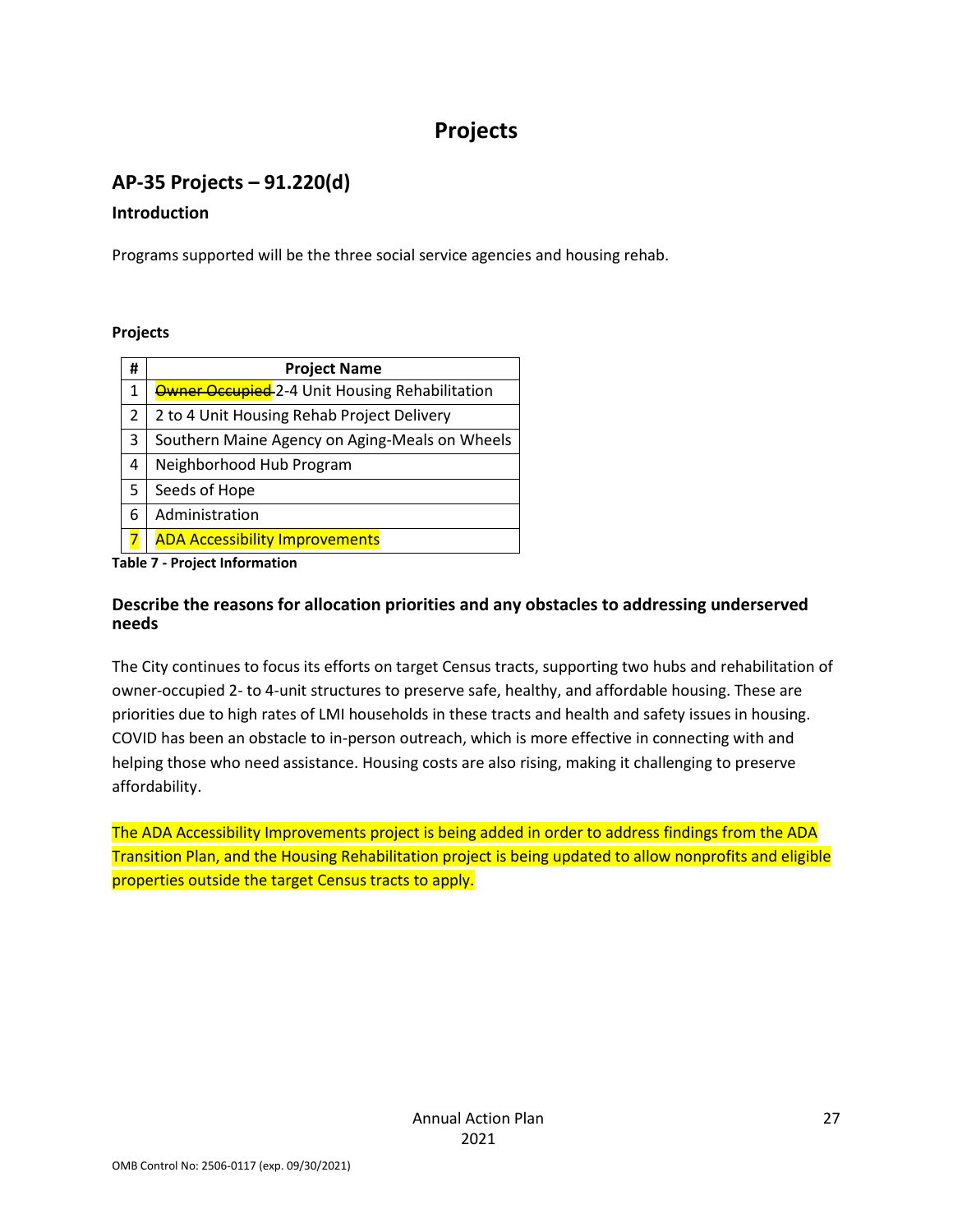# Projects

## AP-35 Projects – 91.220(d)

### Introduction

Programs supported will be the three social service agencies and housing rehab.

**Projects**

| # | Project Name |
|---|---|
| 1 | ~~Owner Occupied~~ 2-4 Unit Housing Rehabilitation |
| 2 | 2 to 4 Unit Housing Rehab Project Delivery |
| 3 | Southern Maine Agency on Aging-Meals on Wheels |
| 4 | Neighborhood Hub Program |
| 5 | Seeds of Hope |
| 6 | Administration |
| 7 | ADA Accessibility Improvements |

**Table 7 - Project Information**

### Describe the reasons for allocation priorities and any obstacles to addressing underserved needs

The City continues to focus its efforts on target Census tracts, supporting two hubs and rehabilitation of owner-occupied 2- to 4-unit structures to preserve safe, healthy, and affordable housing. These are priorities due to high rates of LMI households in these tracts and health and safety issues in housing. COVID has been an obstacle to in-person outreach, which is more effective in connecting with and helping those who need assistance. Housing costs are also rising, making it challenging to preserve affordability.

The ADA Accessibility Improvements project is being added in order to address findings from the ADA Transition Plan, and the Housing Rehabilitation project is being updated to allow nonprofits and eligible properties outside the target Census tracts to apply.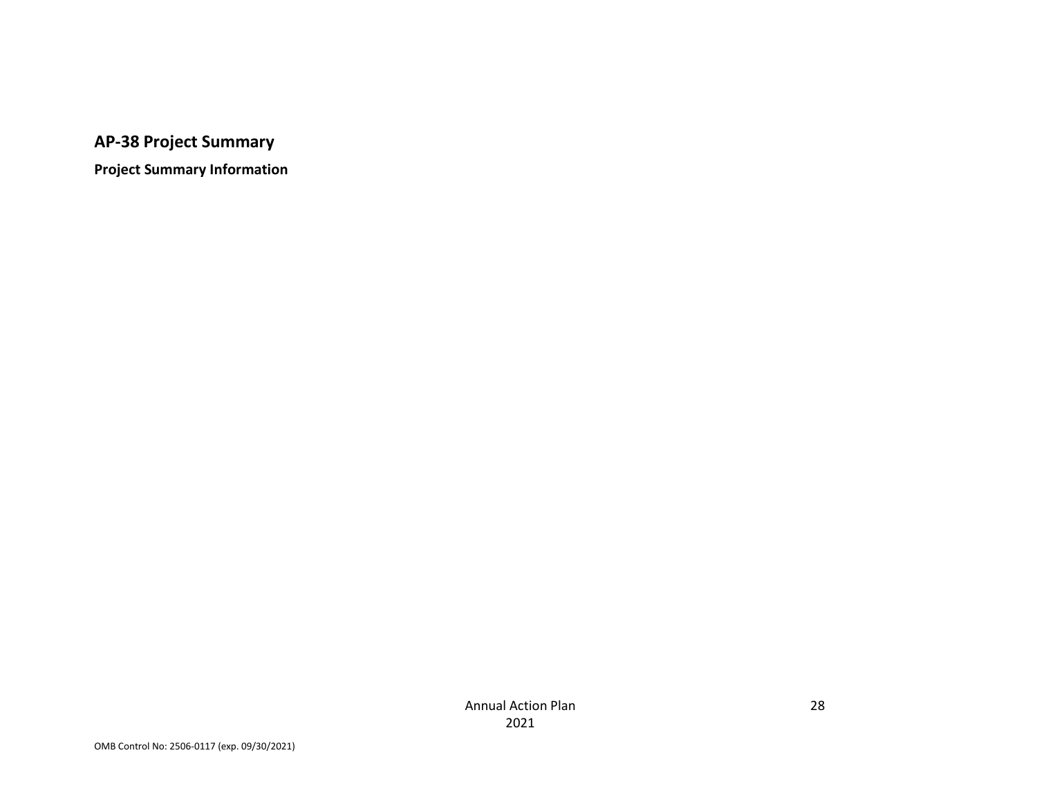## AP-38 Project Summary

### Project Summary Information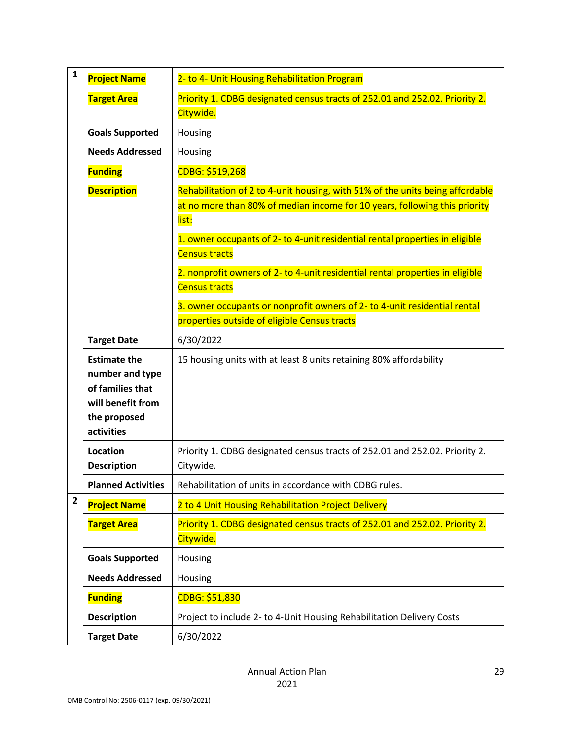| # | Field | Details |
|---|---|---|
| 1 | **Project Name** | 2- to 4- Unit Housing Rehabilitation Program |
| | **Target Area** | Priority 1. CDBG designated census tracts of 252.01 and 252.02. Priority 2. Citywide. |
| | **Goals Supported** | Housing |
| | **Needs Addressed** | Housing |
| | **Funding** | CDBG: $519,268 |
| | **Description** | Rehabilitation of 2 to 4-unit housing, with 51% of the units being affordable at no more than 80% of median income for 10 years, following this priority list:<br><br>1. owner occupants of 2- to 4-unit residential rental properties in eligible Census tracts<br><br>2. nonprofit owners of 2- to 4-unit residential rental properties in eligible Census tracts<br><br>3. owner occupants or nonprofit owners of 2- to 4-unit residential rental properties outside of eligible Census tracts |
| | **Target Date** | 6/30/2022 |
| | **Estimate the number and type of families that will benefit from the proposed activities** | 15 housing units with at least 8 units retaining 80% affordability |
| | **Location Description** | Priority 1. CDBG designated census tracts of 252.01 and 252.02. Priority 2. Citywide. |
| | **Planned Activities** | Rehabilitation of units in accordance with CDBG rules. |
| 2 | **Project Name** | 2 to 4 Unit Housing Rehabilitation Project Delivery |
| | **Target Area** | Priority 1. CDBG designated census tracts of 252.01 and 252.02. Priority 2. Citywide. |
| | **Goals Supported** | Housing |
| | **Needs Addressed** | Housing |
| | **Funding** | CDBG: $51,830 |
| | **Description** | Project to include 2- to 4-Unit Housing Rehabilitation Delivery Costs |
| | **Target Date** | 6/30/2022 |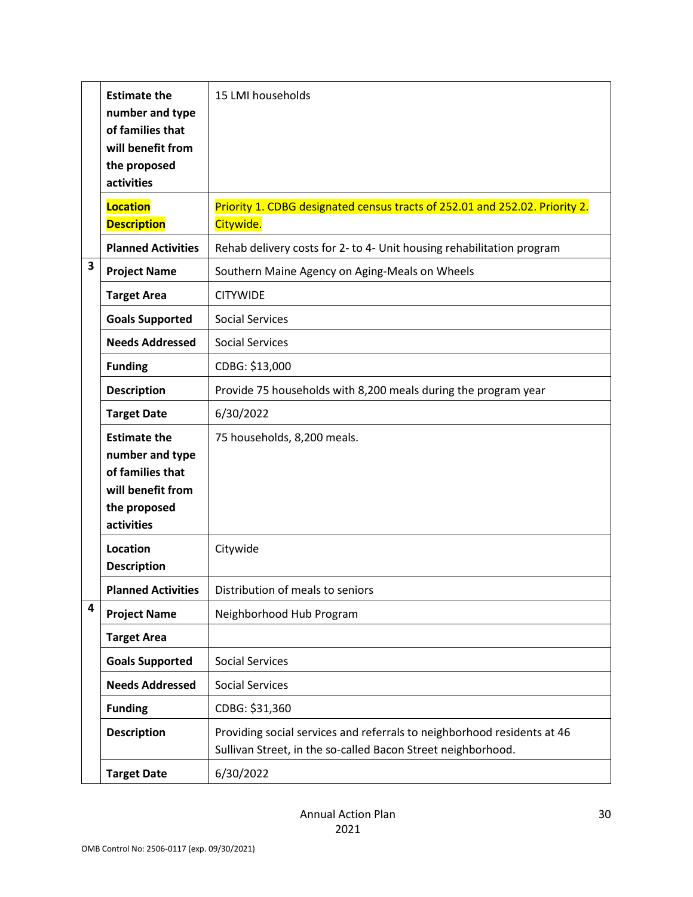| | | |
|---|---|---|
| | **Estimate the number and type of families that will benefit from the proposed activities** | 15 LMI households |
| | **Location Description** | Priority 1. CDBG designated census tracts of 252.01 and 252.02. Priority 2. Citywide. |
| | **Planned Activities** | Rehab delivery costs for 2- to 4- Unit housing rehabilitation program |
| **3** | **Project Name** | Southern Maine Agency on Aging-Meals on Wheels |
| | **Target Area** | CITYWIDE |
| | **Goals Supported** | Social Services |
| | **Needs Addressed** | Social Services |
| | **Funding** | CDBG: $13,000 |
| | **Description** | Provide 75 households with 8,200 meals during the program year |
| | **Target Date** | 6/30/2022 |
| | **Estimate the number and type of families that will benefit from the proposed activities** | 75 households, 8,200 meals. |
| | **Location Description** | Citywide |
| | **Planned Activities** | Distribution of meals to seniors |
| **4** | **Project Name** | Neighborhood Hub Program |
| | **Target Area** | |
| | **Goals Supported** | Social Services |
| | **Needs Addressed** | Social Services |
| | **Funding** | CDBG: $31,360 |
| | **Description** | Providing social services and referrals to neighborhood residents at 46 Sullivan Street, in the so-called Bacon Street neighborhood. |
| | **Target Date** | 6/30/2022 |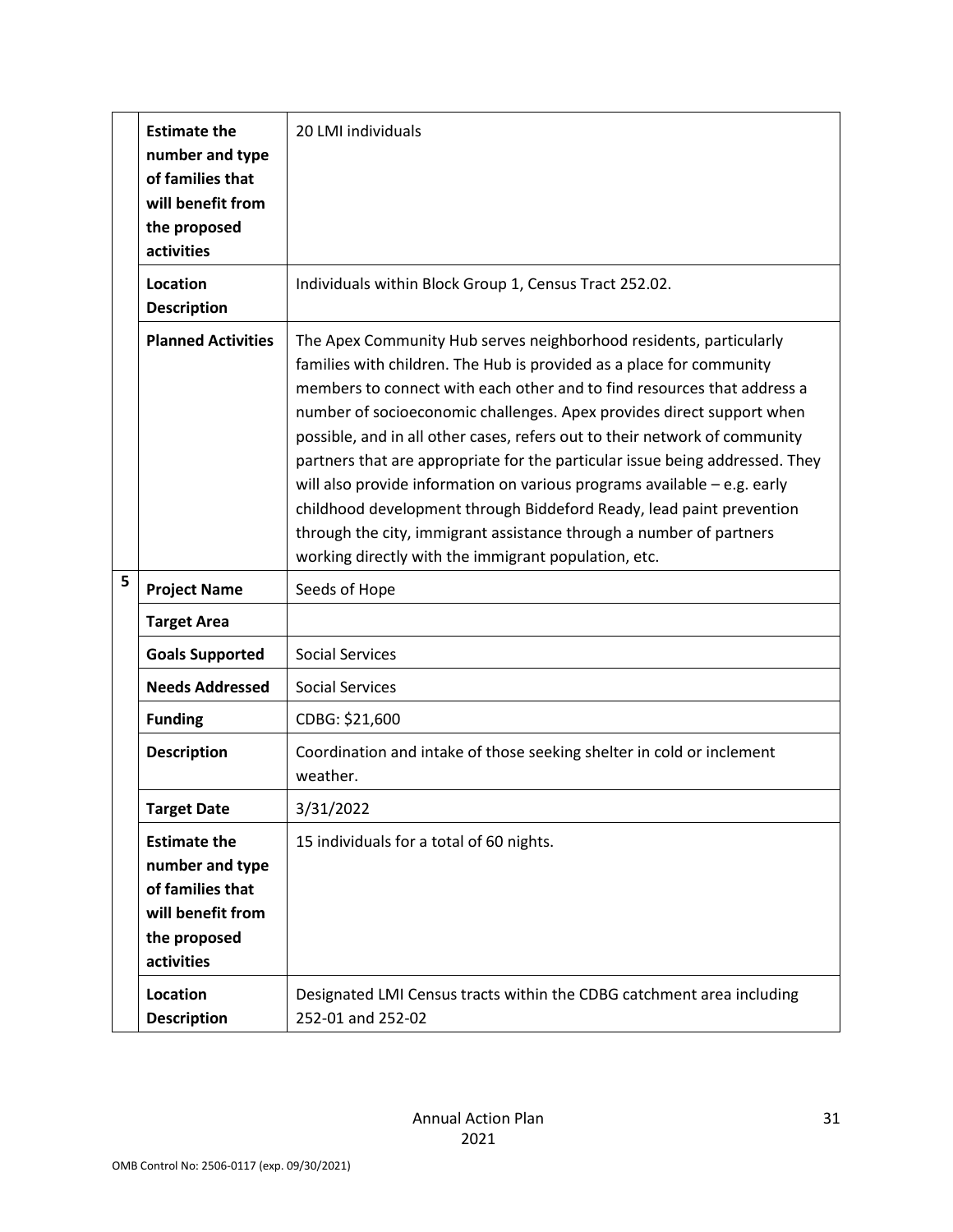| | | |
|---|---|---|
| | **Estimate the number and type of families that will benefit from the proposed activities** | 20 LMI individuals |
| | **Location Description** | Individuals within Block Group 1, Census Tract 252.02. |
| | **Planned Activities** | The Apex Community Hub serves neighborhood residents, particularly families with children. The Hub is provided as a place for community members to connect with each other and to find resources that address a number of socioeconomic challenges. Apex provides direct support when possible, and in all other cases, refers out to their network of community partners that are appropriate for the particular issue being addressed. They will also provide information on various programs available – e.g. early childhood development through Biddeford Ready, lead paint prevention through the city, immigrant assistance through a number of partners working directly with the immigrant population, etc. |
| 5 | **Project Name** | Seeds of Hope |
| | **Target Area** | |
| | **Goals Supported** | Social Services |
| | **Needs Addressed** | Social Services |
| | **Funding** | CDBG: $21,600 |
| | **Description** | Coordination and intake of those seeking shelter in cold or inclement weather. |
| | **Target Date** | 3/31/2022 |
| | **Estimate the number and type of families that will benefit from the proposed activities** | 15 individuals for a total of 60 nights. |
| | **Location Description** | Designated LMI Census tracts within the CDBG catchment area including 252-01 and 252-02 |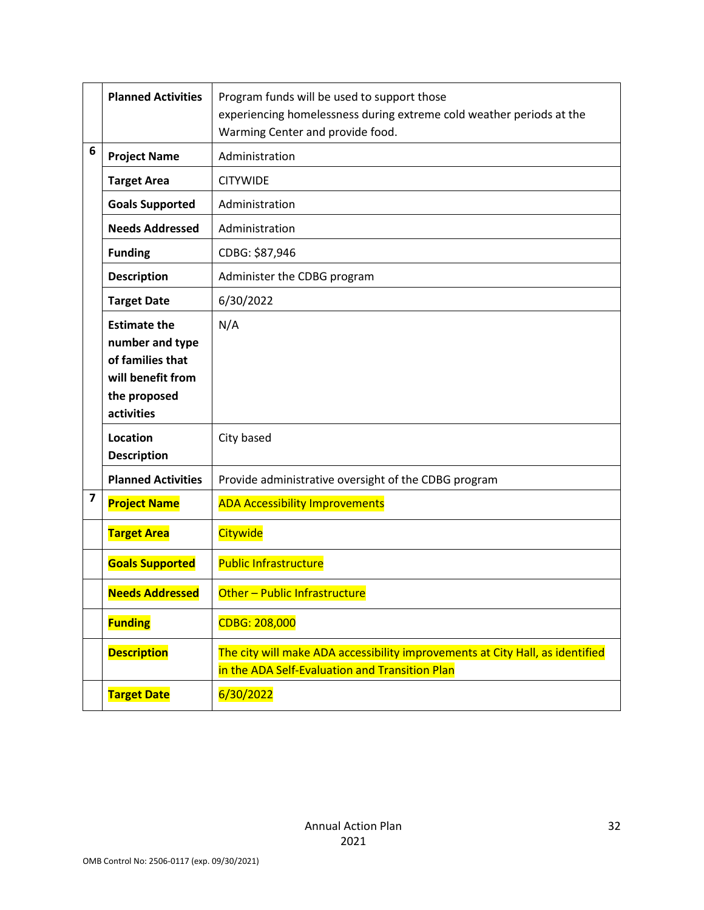| | | |
|---|---|---|
| | **Planned Activities** | Program funds will be used to support those experiencing homelessness during extreme cold weather periods at the Warming Center and provide food. |
| 6 | **Project Name** | Administration |
| | **Target Area** | CITYWIDE |
| | **Goals Supported** | Administration |
| | **Needs Addressed** | Administration |
| | **Funding** | CDBG: $87,946 |
| | **Description** | Administer the CDBG program |
| | **Target Date** | 6/30/2022 |
| | **Estimate the number and type of families that will benefit from the proposed activities** | N/A |
| | **Location Description** | City based |
| | **Planned Activities** | Provide administrative oversight of the CDBG program |
| 7 | **Project Name** | ADA Accessibility Improvements |
| | **Target Area** | Citywide |
| | **Goals Supported** | Public Infrastructure |
| | **Needs Addressed** | Other – Public Infrastructure |
| | **Funding** | CDBG: 208,000 |
| | **Description** | The city will make ADA accessibility improvements at City Hall, as identified in the ADA Self-Evaluation and Transition Plan |
| | **Target Date** | 6/30/2022 |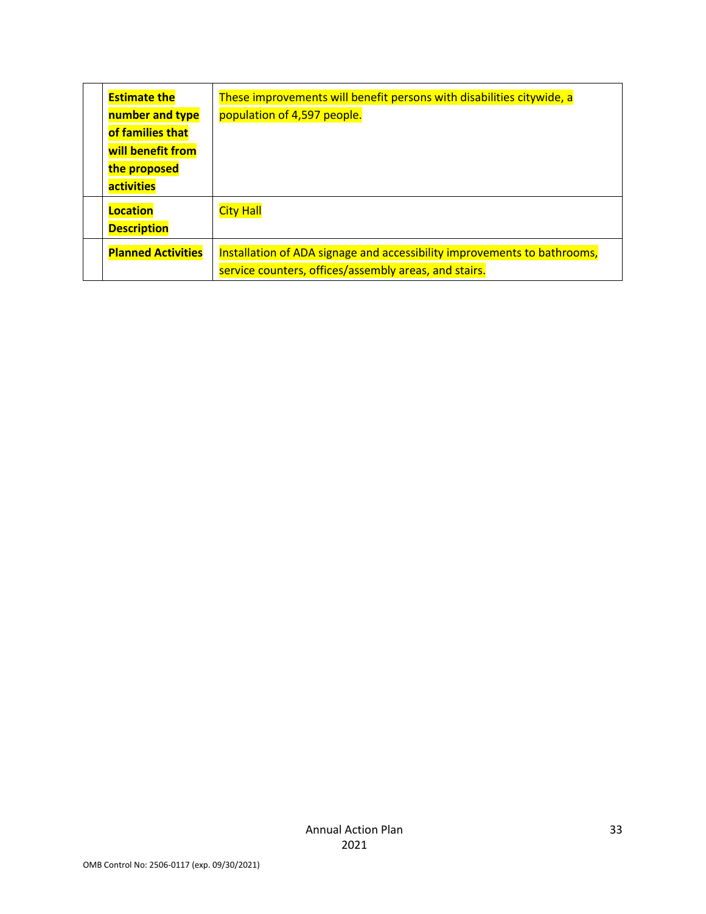| | | |
|---|---|---|
| | **Estimate the number and type of families that will benefit from the proposed activities** | These improvements will benefit persons with disabilities citywide, a population of 4,597 people. |
| | **Location Description** | City Hall |
| | **Planned Activities** | Installation of ADA signage and accessibility improvements to bathrooms, service counters, offices/assembly areas, and stairs. |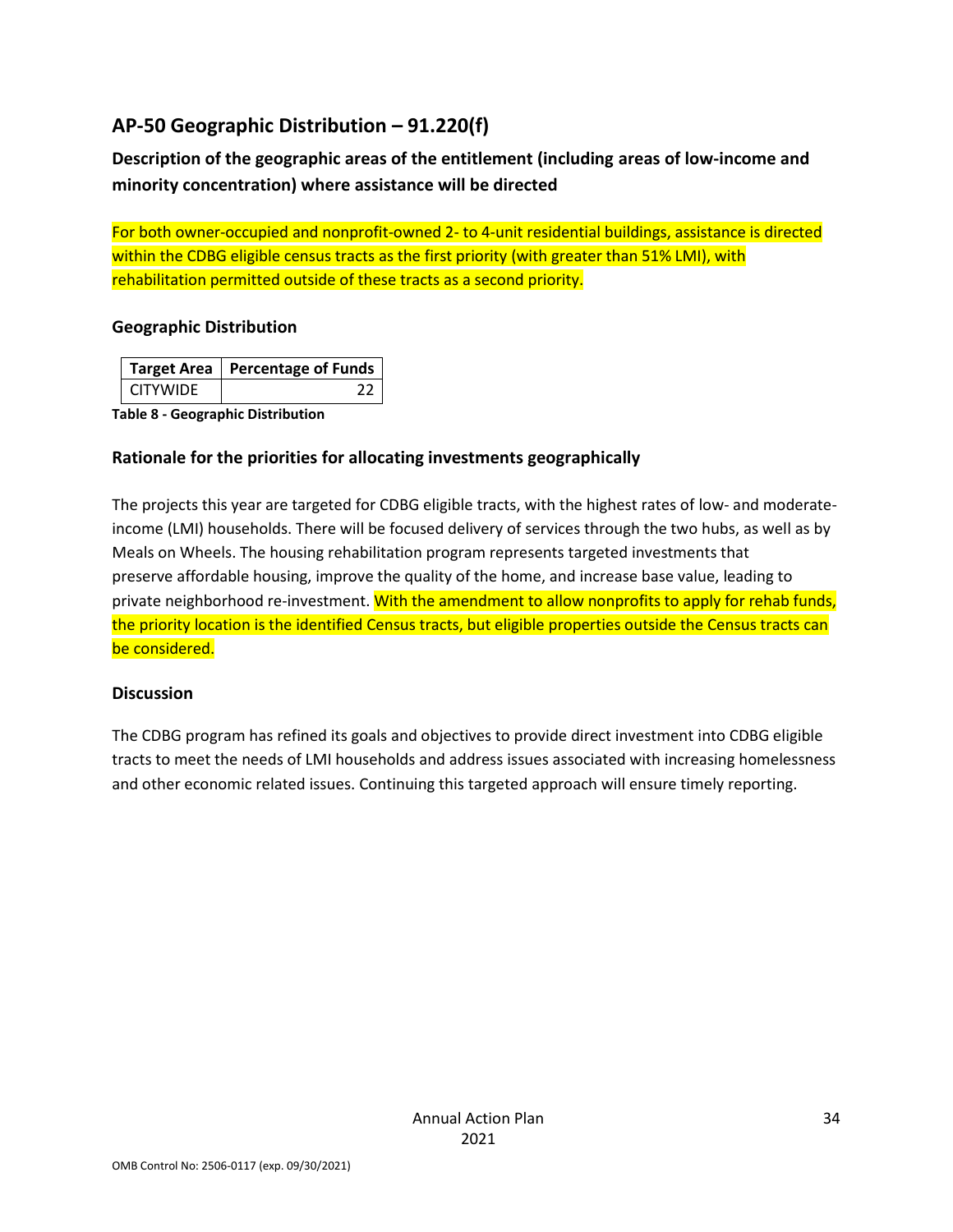## AP-50 Geographic Distribution – 91.220(f)

### Description of the geographic areas of the entitlement (including areas of low-income and minority concentration) where assistance will be directed

For both owner-occupied and nonprofit-owned 2- to 4-unit residential buildings, assistance is directed within the CDBG eligible census tracts as the first priority (with greater than 51% LMI), with rehabilitation permitted outside of these tracts as a second priority.

### Geographic Distribution

| Target Area | Percentage of Funds |
|---|---|
| CITYWIDE | 22 |

**Table 8 - Geographic Distribution**

### Rationale for the priorities for allocating investments geographically

The projects this year are targeted for CDBG eligible tracts, with the highest rates of low- and moderate-income (LMI) households. There will be focused delivery of services through the two hubs, as well as by Meals on Wheels. The housing rehabilitation program represents targeted investments that preserve affordable housing, improve the quality of the home, and increase base value, leading to private neighborhood re-investment. With the amendment to allow nonprofits to apply for rehab funds, the priority location is the identified Census tracts, but eligible properties outside the Census tracts can be considered.

### Discussion

The CDBG program has refined its goals and objectives to provide direct investment into CDBG eligible tracts to meet the needs of LMI households and address issues associated with increasing homelessness and other economic related issues. Continuing this targeted approach will ensure timely reporting.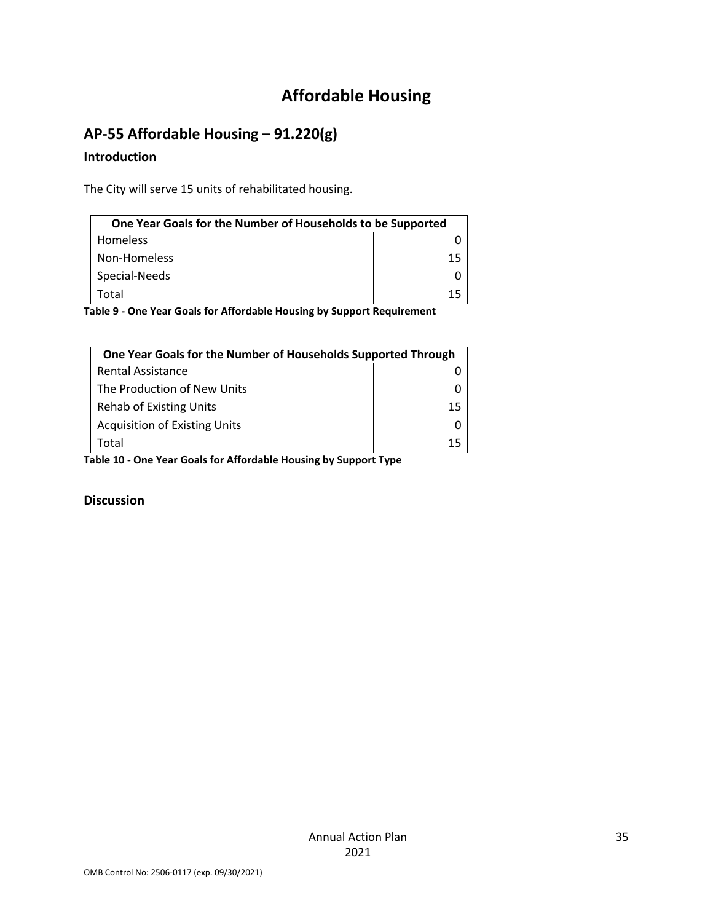# Affordable Housing

## AP-55 Affordable Housing – 91.220(g)

### Introduction

The City will serve 15 units of rehabilitated housing.

| One Year Goals for the Number of Households to be Supported | |
|---|---|
| Homeless | 0 |
| Non-Homeless | 15 |
| Special-Needs | 0 |
| Total | 15 |

**Table 9 - One Year Goals for Affordable Housing by Support Requirement**

| One Year Goals for the Number of Households Supported Through | |
|---|---|
| Rental Assistance | 0 |
| The Production of New Units | 0 |
| Rehab of Existing Units | 15 |
| Acquisition of Existing Units | 0 |
| Total | 15 |

**Table 10 - One Year Goals for Affordable Housing by Support Type**

### Discussion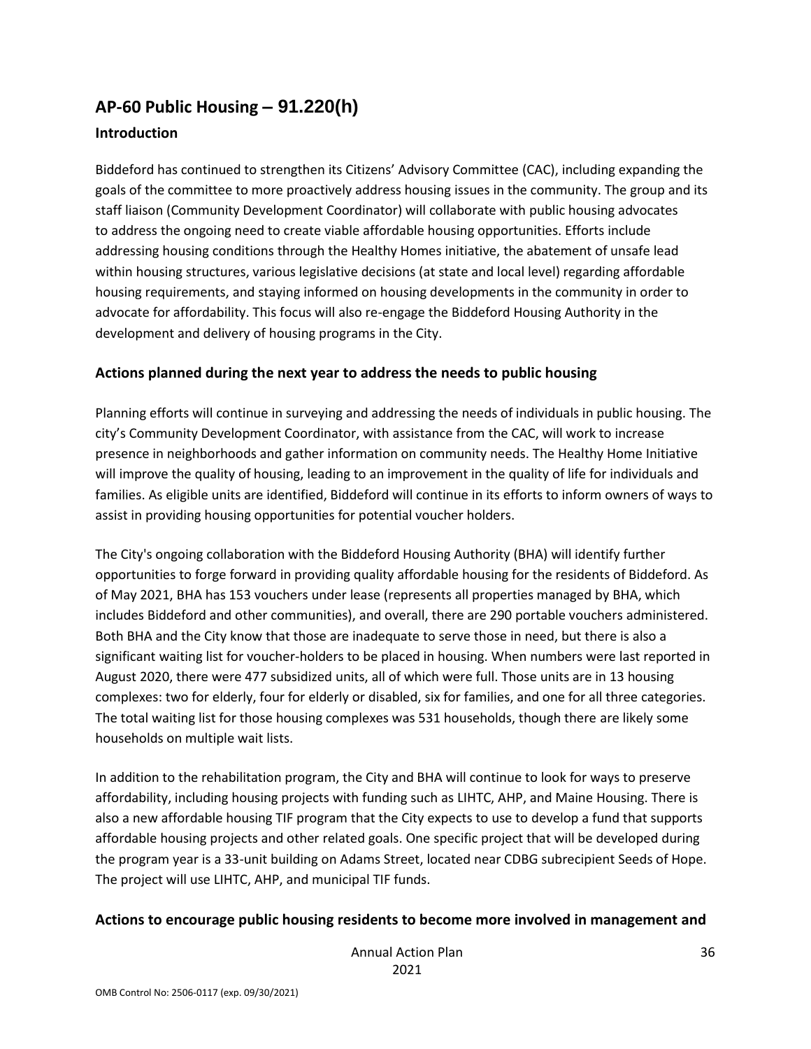## AP-60 Public Housing – 91.220(h)

### Introduction

Biddeford has continued to strengthen its Citizens' Advisory Committee (CAC), including expanding the goals of the committee to more proactively address housing issues in the community. The group and its staff liaison (Community Development Coordinator) will collaborate with public housing advocates to address the ongoing need to create viable affordable housing opportunities. Efforts include addressing housing conditions through the Healthy Homes initiative, the abatement of unsafe lead within housing structures, various legislative decisions (at state and local level) regarding affordable housing requirements, and staying informed on housing developments in the community in order to advocate for affordability. This focus will also re-engage the Biddeford Housing Authority in the development and delivery of housing programs in the City.

### Actions planned during the next year to address the needs to public housing

Planning efforts will continue in surveying and addressing the needs of individuals in public housing. The city's Community Development Coordinator, with assistance from the CAC, will work to increase presence in neighborhoods and gather information on community needs. The Healthy Home Initiative will improve the quality of housing, leading to an improvement in the quality of life for individuals and families. As eligible units are identified, Biddeford will continue in its efforts to inform owners of ways to assist in providing housing opportunities for potential voucher holders.

The City's ongoing collaboration with the Biddeford Housing Authority (BHA) will identify further opportunities to forge forward in providing quality affordable housing for the residents of Biddeford. As of May 2021, BHA has 153 vouchers under lease (represents all properties managed by BHA, which includes Biddeford and other communities), and overall, there are 290 portable vouchers administered. Both BHA and the City know that those are inadequate to serve those in need, but there is also a significant waiting list for voucher-holders to be placed in housing. When numbers were last reported in August 2020, there were 477 subsidized units, all of which were full. Those units are in 13 housing complexes: two for elderly, four for elderly or disabled, six for families, and one for all three categories. The total waiting list for those housing complexes was 531 households, though there are likely some households on multiple wait lists.

In addition to the rehabilitation program, the City and BHA will continue to look for ways to preserve affordability, including housing projects with funding such as LIHTC, AHP, and Maine Housing. There is also a new affordable housing TIF program that the City expects to use to develop a fund that supports affordable housing projects and other related goals. One specific project that will be developed during the program year is a 33-unit building on Adams Street, located near CDBG subrecipient Seeds of Hope. The project will use LIHTC, AHP, and municipal TIF funds.

### Actions to encourage public housing residents to become more involved in management and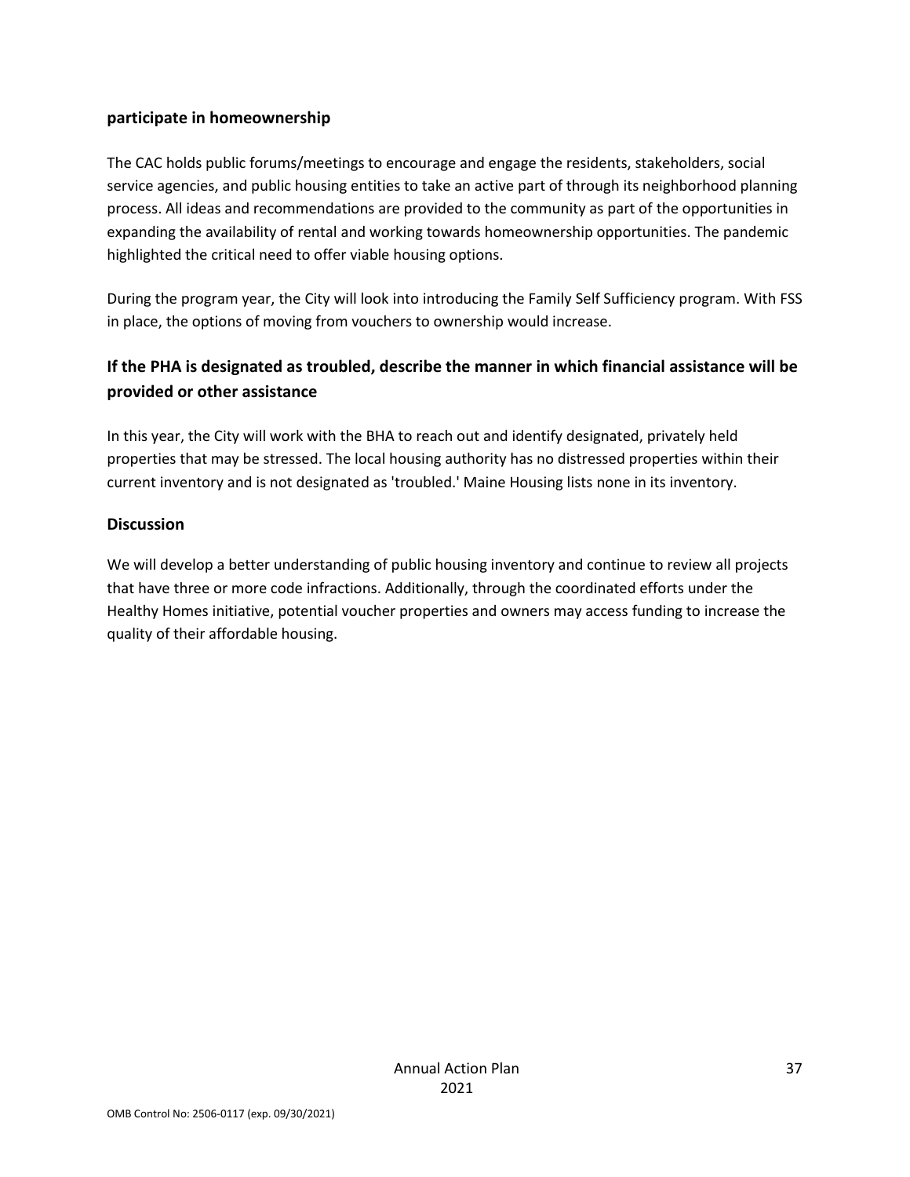**participate in homeownership**

The CAC holds public forums/meetings to encourage and engage the residents, stakeholders, social service agencies, and public housing entities to take an active part of through its neighborhood planning process. All ideas and recommendations are provided to the community as part of the opportunities in expanding the availability of rental and working towards homeownership opportunities. The pandemic highlighted the critical need to offer viable housing options.

During the program year, the City will look into introducing the Family Self Sufficiency program. With FSS in place, the options of moving from vouchers to ownership would increase.

## If the PHA is designated as troubled, describe the manner in which financial assistance will be provided or other assistance

In this year, the City will work with the BHA to reach out and identify designated, privately held properties that may be stressed. The local housing authority has no distressed properties within their current inventory and is not designated as 'troubled.' Maine Housing lists none in its inventory.

### Discussion

We will develop a better understanding of public housing inventory and continue to review all projects that have three or more code infractions. Additionally, through the coordinated efforts under the Healthy Homes initiative, potential voucher properties and owners may access funding to increase the quality of their affordable housing.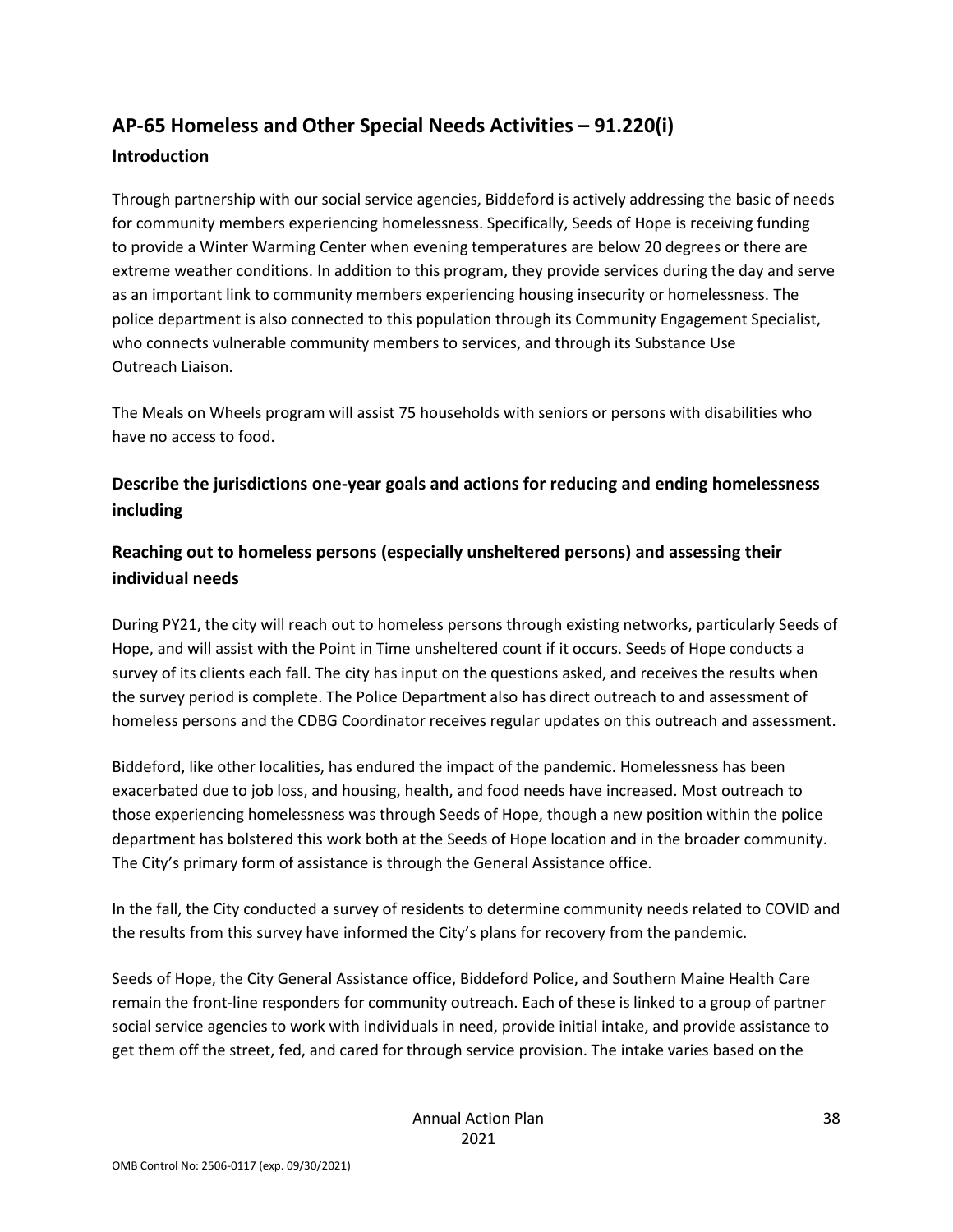## AP-65 Homeless and Other Special Needs Activities – 91.220(i)

### Introduction

Through partnership with our social service agencies, Biddeford is actively addressing the basic of needs for community members experiencing homelessness. Specifically, Seeds of Hope is receiving funding to provide a Winter Warming Center when evening temperatures are below 20 degrees or there are extreme weather conditions. In addition to this program, they provide services during the day and serve as an important link to community members experiencing housing insecurity or homelessness. The police department is also connected to this population through its Community Engagement Specialist, who connects vulnerable community members to services, and through its Substance Use Outreach Liaison.

The Meals on Wheels program will assist 75 households with seniors or persons with disabilities who have no access to food.

### Describe the jurisdictions one-year goals and actions for reducing and ending homelessness including

### Reaching out to homeless persons (especially unsheltered persons) and assessing their individual needs

During PY21, the city will reach out to homeless persons through existing networks, particularly Seeds of Hope, and will assist with the Point in Time unsheltered count if it occurs. Seeds of Hope conducts a survey of its clients each fall. The city has input on the questions asked, and receives the results when the survey period is complete. The Police Department also has direct outreach to and assessment of homeless persons and the CDBG Coordinator receives regular updates on this outreach and assessment.

Biddeford, like other localities, has endured the impact of the pandemic. Homelessness has been exacerbated due to job loss, and housing, health, and food needs have increased. Most outreach to those experiencing homelessness was through Seeds of Hope, though a new position within the police department has bolstered this work both at the Seeds of Hope location and in the broader community. The City's primary form of assistance is through the General Assistance office.

In the fall, the City conducted a survey of residents to determine community needs related to COVID and the results from this survey have informed the City's plans for recovery from the pandemic.

Seeds of Hope, the City General Assistance office, Biddeford Police, and Southern Maine Health Care remain the front-line responders for community outreach. Each of these is linked to a group of partner social service agencies to work with individuals in need, provide initial intake, and provide assistance to get them off the street, fed, and cared for through service provision. The intake varies based on the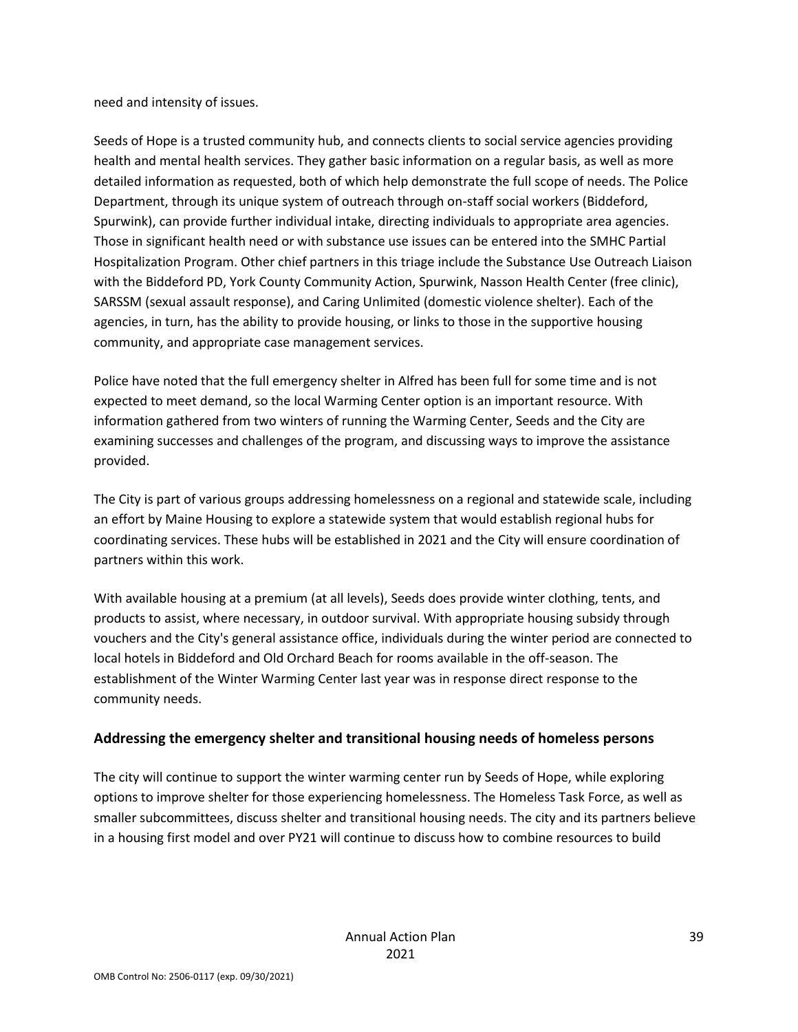need and intensity of issues.

Seeds of Hope is a trusted community hub, and connects clients to social service agencies providing health and mental health services. They gather basic information on a regular basis, as well as more detailed information as requested, both of which help demonstrate the full scope of needs. The Police Department, through its unique system of outreach through on-staff social workers (Biddeford, Spurwink), can provide further individual intake, directing individuals to appropriate area agencies. Those in significant health need or with substance use issues can be entered into the SMHC Partial Hospitalization Program. Other chief partners in this triage include the Substance Use Outreach Liaison with the Biddeford PD, York County Community Action, Spurwink, Nasson Health Center (free clinic), SARSSM (sexual assault response), and Caring Unlimited (domestic violence shelter). Each of the agencies, in turn, has the ability to provide housing, or links to those in the supportive housing community, and appropriate case management services.

Police have noted that the full emergency shelter in Alfred has been full for some time and is not expected to meet demand, so the local Warming Center option is an important resource. With information gathered from two winters of running the Warming Center, Seeds and the City are examining successes and challenges of the program, and discussing ways to improve the assistance provided.

The City is part of various groups addressing homelessness on a regional and statewide scale, including an effort by Maine Housing to explore a statewide system that would establish regional hubs for coordinating services. These hubs will be established in 2021 and the City will ensure coordination of partners within this work.

With available housing at a premium (at all levels), Seeds does provide winter clothing, tents, and products to assist, where necessary, in outdoor survival. With appropriate housing subsidy through vouchers and the City's general assistance office, individuals during the winter period are connected to local hotels in Biddeford and Old Orchard Beach for rooms available in the off-season. The establishment of the Winter Warming Center last year was in response direct response to the community needs.

## Addressing the emergency shelter and transitional housing needs of homeless persons

The city will continue to support the winter warming center run by Seeds of Hope, while exploring options to improve shelter for those experiencing homelessness. The Homeless Task Force, as well as smaller subcommittees, discuss shelter and transitional housing needs. The city and its partners believe in a housing first model and over PY21 will continue to discuss how to combine resources to build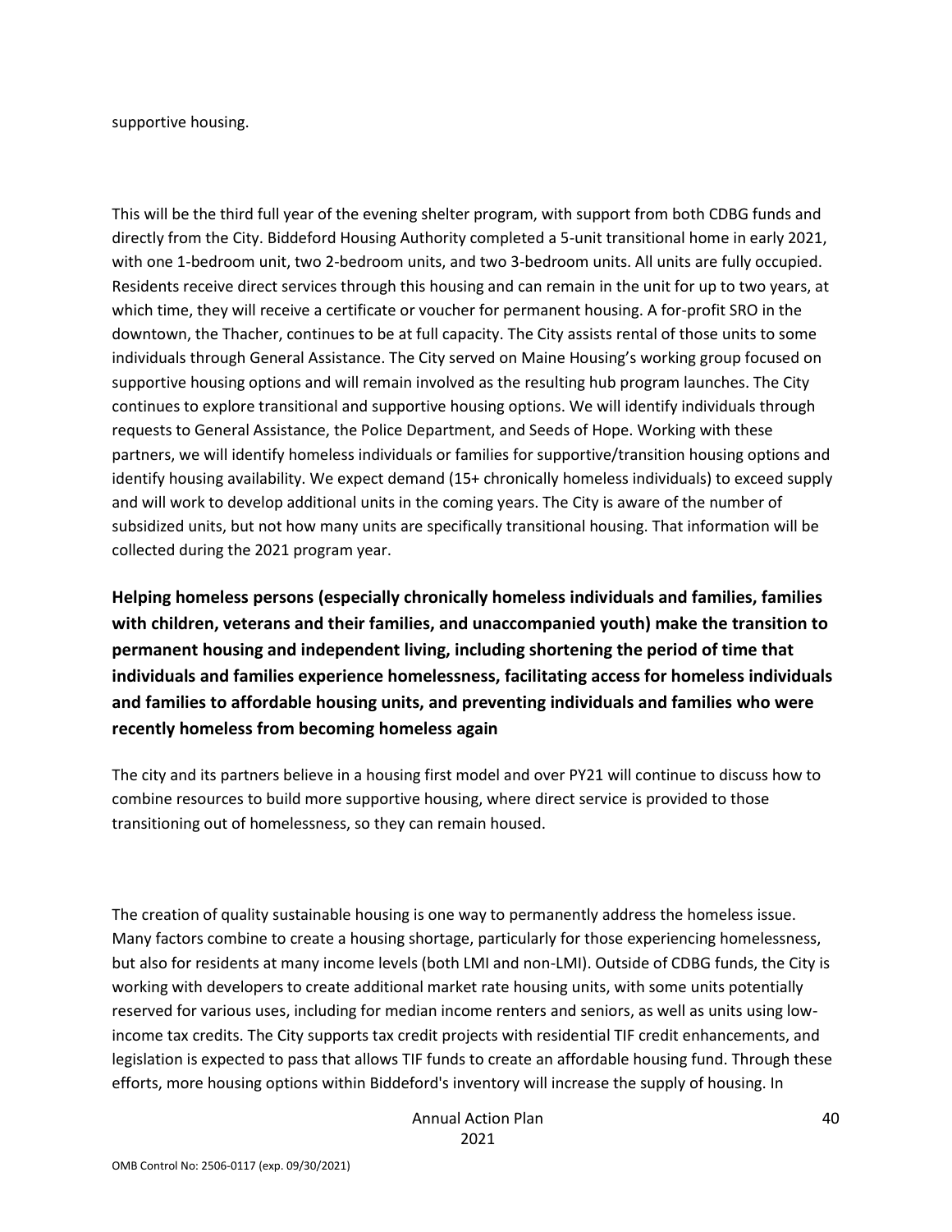supportive housing.

This will be the third full year of the evening shelter program, with support from both CDBG funds and directly from the City. Biddeford Housing Authority completed a 5-unit transitional home in early 2021, with one 1-bedroom unit, two 2-bedroom units, and two 3-bedroom units. All units are fully occupied. Residents receive direct services through this housing and can remain in the unit for up to two years, at which time, they will receive a certificate or voucher for permanent housing. A for-profit SRO in the downtown, the Thacher, continues to be at full capacity. The City assists rental of those units to some individuals through General Assistance. The City served on Maine Housing's working group focused on supportive housing options and will remain involved as the resulting hub program launches. The City continues to explore transitional and supportive housing options. We will identify individuals through requests to General Assistance, the Police Department, and Seeds of Hope. Working with these partners, we will identify homeless individuals or families for supportive/transition housing options and identify housing availability. We expect demand (15+ chronically homeless individuals) to exceed supply and will work to develop additional units in the coming years. The City is aware of the number of subsidized units, but not how many units are specifically transitional housing. That information will be collected during the 2021 program year.

**Helping homeless persons (especially chronically homeless individuals and families, families with children, veterans and their families, and unaccompanied youth) make the transition to permanent housing and independent living, including shortening the period of time that individuals and families experience homelessness, facilitating access for homeless individuals and families to affordable housing units, and preventing individuals and families who were recently homeless from becoming homeless again**

The city and its partners believe in a housing first model and over PY21 will continue to discuss how to combine resources to build more supportive housing, where direct service is provided to those transitioning out of homelessness, so they can remain housed.

The creation of quality sustainable housing is one way to permanently address the homeless issue. Many factors combine to create a housing shortage, particularly for those experiencing homelessness, but also for residents at many income levels (both LMI and non-LMI). Outside of CDBG funds, the City is working with developers to create additional market rate housing units, with some units potentially reserved for various uses, including for median income renters and seniors, as well as units using low-income tax credits. The City supports tax credit projects with residential TIF credit enhancements, and legislation is expected to pass that allows TIF funds to create an affordable housing fund. Through these efforts, more housing options within Biddeford's inventory will increase the supply of housing. In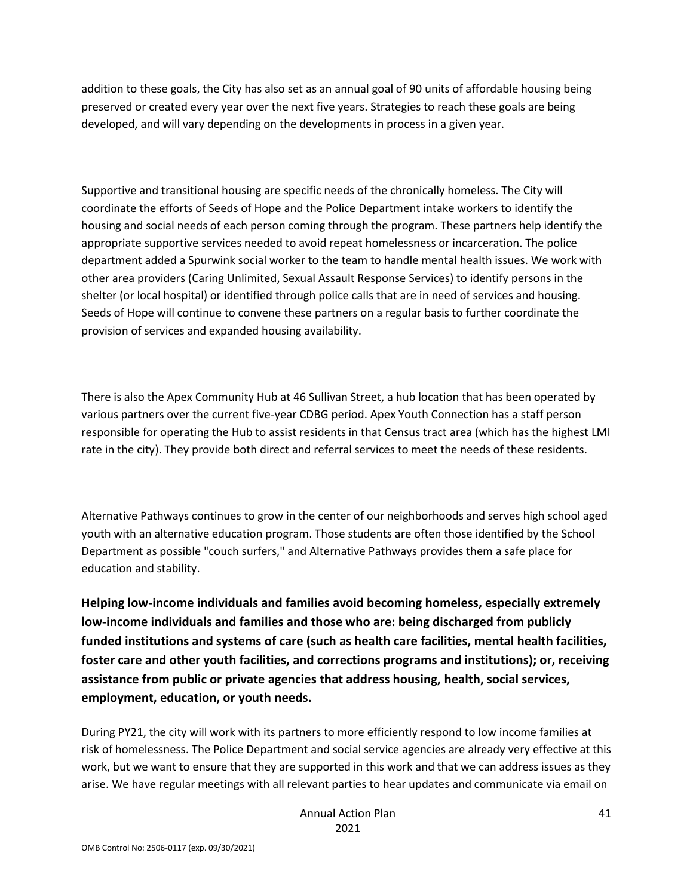addition to these goals, the City has also set as an annual goal of 90 units of affordable housing being preserved or created every year over the next five years. Strategies to reach these goals are being developed, and will vary depending on the developments in process in a given year.

Supportive and transitional housing are specific needs of the chronically homeless. The City will coordinate the efforts of Seeds of Hope and the Police Department intake workers to identify the housing and social needs of each person coming through the program. These partners help identify the appropriate supportive services needed to avoid repeat homelessness or incarceration. The police department added a Spurwink social worker to the team to handle mental health issues. We work with other area providers (Caring Unlimited, Sexual Assault Response Services) to identify persons in the shelter (or local hospital) or identified through police calls that are in need of services and housing. Seeds of Hope will continue to convene these partners on a regular basis to further coordinate the provision of services and expanded housing availability.

There is also the Apex Community Hub at 46 Sullivan Street, a hub location that has been operated by various partners over the current five-year CDBG period. Apex Youth Connection has a staff person responsible for operating the Hub to assist residents in that Census tract area (which has the highest LMI rate in the city). They provide both direct and referral services to meet the needs of these residents.

Alternative Pathways continues to grow in the center of our neighborhoods and serves high school aged youth with an alternative education program. Those students are often those identified by the School Department as possible "couch surfers," and Alternative Pathways provides them a safe place for education and stability.

**Helping low-income individuals and families avoid becoming homeless, especially extremely low-income individuals and families and those who are: being discharged from publicly funded institutions and systems of care (such as health care facilities, mental health facilities, foster care and other youth facilities, and corrections programs and institutions); or, receiving assistance from public or private agencies that address housing, health, social services, employment, education, or youth needs.**

During PY21, the city will work with its partners to more efficiently respond to low income families at risk of homelessness. The Police Department and social service agencies are already very effective at this work, but we want to ensure that they are supported in this work and that we can address issues as they arise. We have regular meetings with all relevant parties to hear updates and communicate via email on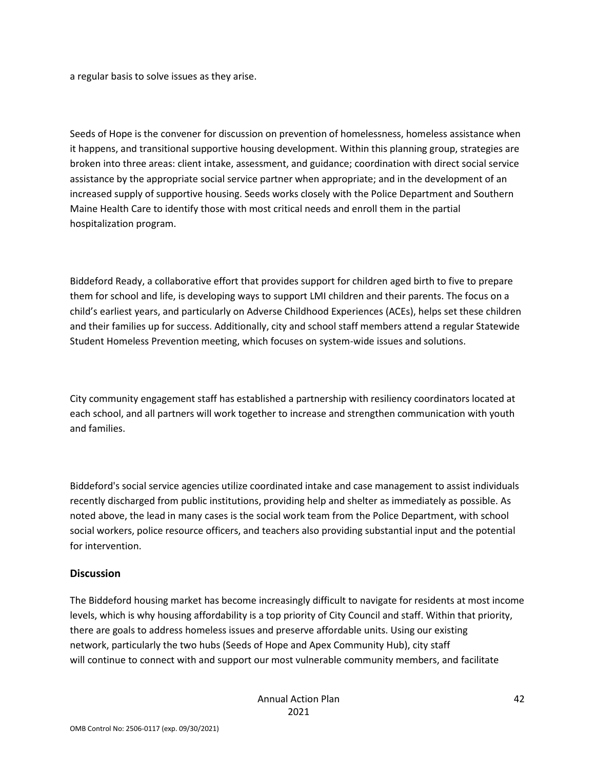a regular basis to solve issues as they arise.

Seeds of Hope is the convener for discussion on prevention of homelessness, homeless assistance when it happens, and transitional supportive housing development. Within this planning group, strategies are broken into three areas: client intake, assessment, and guidance; coordination with direct social service assistance by the appropriate social service partner when appropriate; and in the development of an increased supply of supportive housing. Seeds works closely with the Police Department and Southern Maine Health Care to identify those with most critical needs and enroll them in the partial hospitalization program.

Biddeford Ready, a collaborative effort that provides support for children aged birth to five to prepare them for school and life, is developing ways to support LMI children and their parents. The focus on a child's earliest years, and particularly on Adverse Childhood Experiences (ACEs), helps set these children and their families up for success. Additionally, city and school staff members attend a regular Statewide Student Homeless Prevention meeting, which focuses on system-wide issues and solutions.

City community engagement staff has established a partnership with resiliency coordinators located at each school, and all partners will work together to increase and strengthen communication with youth and families.

Biddeford's social service agencies utilize coordinated intake and case management to assist individuals recently discharged from public institutions, providing help and shelter as immediately as possible. As noted above, the lead in many cases is the social work team from the Police Department, with school social workers, police resource officers, and teachers also providing substantial input and the potential for intervention.

### Discussion

The Biddeford housing market has become increasingly difficult to navigate for residents at most income levels, which is why housing affordability is a top priority of City Council and staff. Within that priority, there are goals to address homeless issues and preserve affordable units. Using our existing network, particularly the two hubs (Seeds of Hope and Apex Community Hub), city staff will continue to connect with and support our most vulnerable community members, and facilitate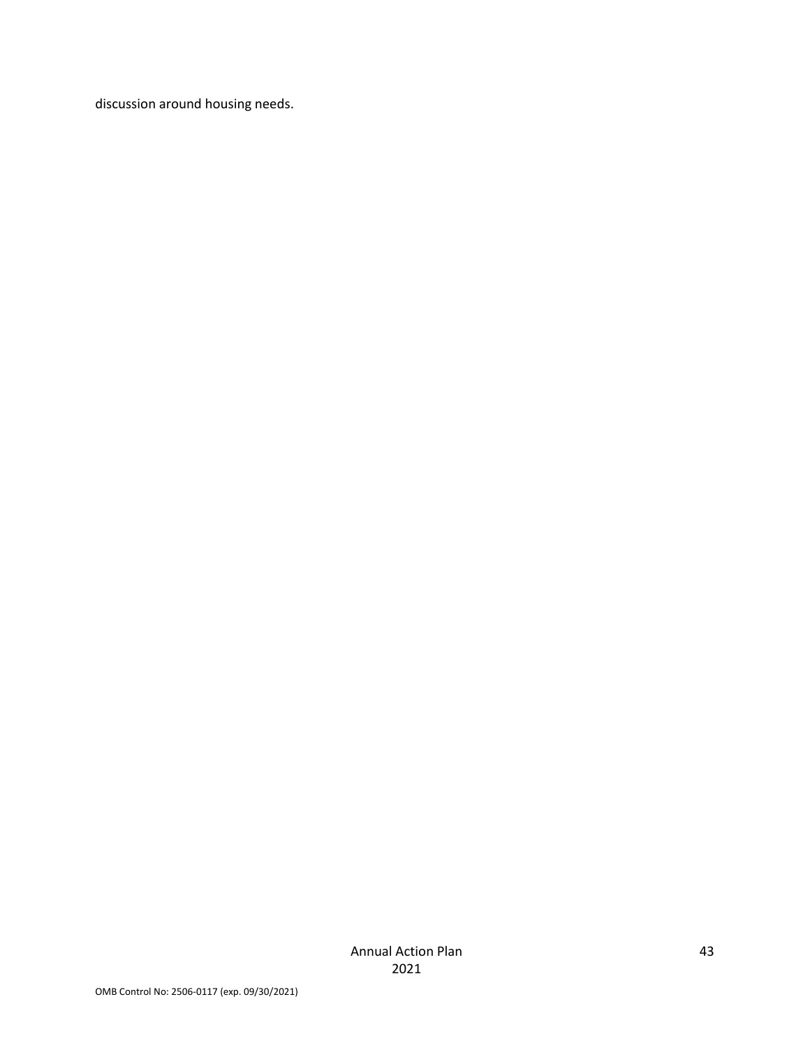discussion around housing needs.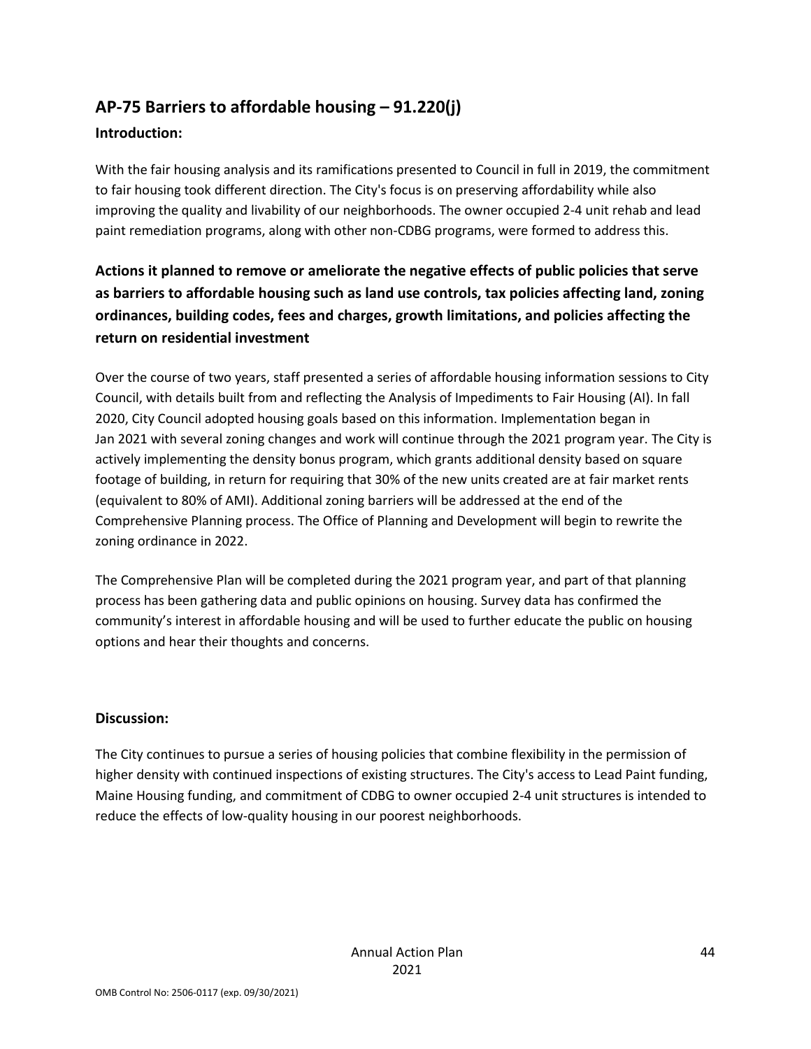## AP-75 Barriers to affordable housing – 91.220(j)

### Introduction:

With the fair housing analysis and its ramifications presented to Council in full in 2019, the commitment to fair housing took different direction. The City's focus is on preserving affordability while also improving the quality and livability of our neighborhoods. The owner occupied 2-4 unit rehab and lead paint remediation programs, along with other non-CDBG programs, were formed to address this.

### Actions it planned to remove or ameliorate the negative effects of public policies that serve as barriers to affordable housing such as land use controls, tax policies affecting land, zoning ordinances, building codes, fees and charges, growth limitations, and policies affecting the return on residential investment

Over the course of two years, staff presented a series of affordable housing information sessions to City Council, with details built from and reflecting the Analysis of Impediments to Fair Housing (AI). In fall 2020, City Council adopted housing goals based on this information. Implementation began in Jan 2021 with several zoning changes and work will continue through the 2021 program year. The City is actively implementing the density bonus program, which grants additional density based on square footage of building, in return for requiring that 30% of the new units created are at fair market rents (equivalent to 80% of AMI). Additional zoning barriers will be addressed at the end of the Comprehensive Planning process. The Office of Planning and Development will begin to rewrite the zoning ordinance in 2022.

The Comprehensive Plan will be completed during the 2021 program year, and part of that planning process has been gathering data and public opinions on housing. Survey data has confirmed the community's interest in affordable housing and will be used to further educate the public on housing options and hear their thoughts and concerns.

### Discussion:

The City continues to pursue a series of housing policies that combine flexibility in the permission of higher density with continued inspections of existing structures. The City's access to Lead Paint funding, Maine Housing funding, and commitment of CDBG to owner occupied 2-4 unit structures is intended to reduce the effects of low-quality housing in our poorest neighborhoods.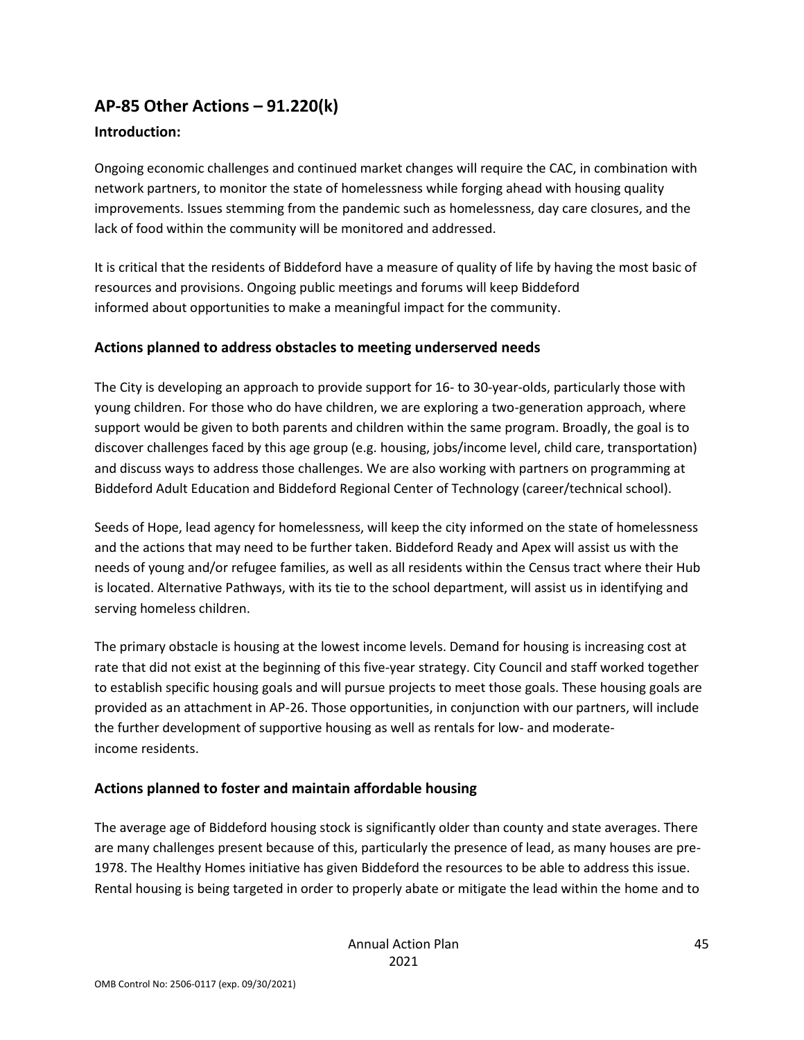## AP-85 Other Actions – 91.220(k)

### Introduction:

Ongoing economic challenges and continued market changes will require the CAC, in combination with network partners, to monitor the state of homelessness while forging ahead with housing quality improvements. Issues stemming from the pandemic such as homelessness, day care closures, and the lack of food within the community will be monitored and addressed.

It is critical that the residents of Biddeford have a measure of quality of life by having the most basic of resources and provisions. Ongoing public meetings and forums will keep Biddeford informed about opportunities to make a meaningful impact for the community.

### Actions planned to address obstacles to meeting underserved needs

The City is developing an approach to provide support for 16- to 30-year-olds, particularly those with young children. For those who do have children, we are exploring a two-generation approach, where support would be given to both parents and children within the same program. Broadly, the goal is to discover challenges faced by this age group (e.g. housing, jobs/income level, child care, transportation) and discuss ways to address those challenges. We are also working with partners on programming at Biddeford Adult Education and Biddeford Regional Center of Technology (career/technical school).

Seeds of Hope, lead agency for homelessness, will keep the city informed on the state of homelessness and the actions that may need to be further taken. Biddeford Ready and Apex will assist us with the needs of young and/or refugee families, as well as all residents within the Census tract where their Hub is located. Alternative Pathways, with its tie to the school department, will assist us in identifying and serving homeless children.

The primary obstacle is housing at the lowest income levels. Demand for housing is increasing cost at rate that did not exist at the beginning of this five-year strategy. City Council and staff worked together to establish specific housing goals and will pursue projects to meet those goals. These housing goals are provided as an attachment in AP-26. Those opportunities, in conjunction with our partners, will include the further development of supportive housing as well as rentals for low- and moderate-income residents.

### Actions planned to foster and maintain affordable housing

The average age of Biddeford housing stock is significantly older than county and state averages. There are many challenges present because of this, particularly the presence of lead, as many houses are pre-1978. The Healthy Homes initiative has given Biddeford the resources to be able to address this issue. Rental housing is being targeted in order to properly abate or mitigate the lead within the home and to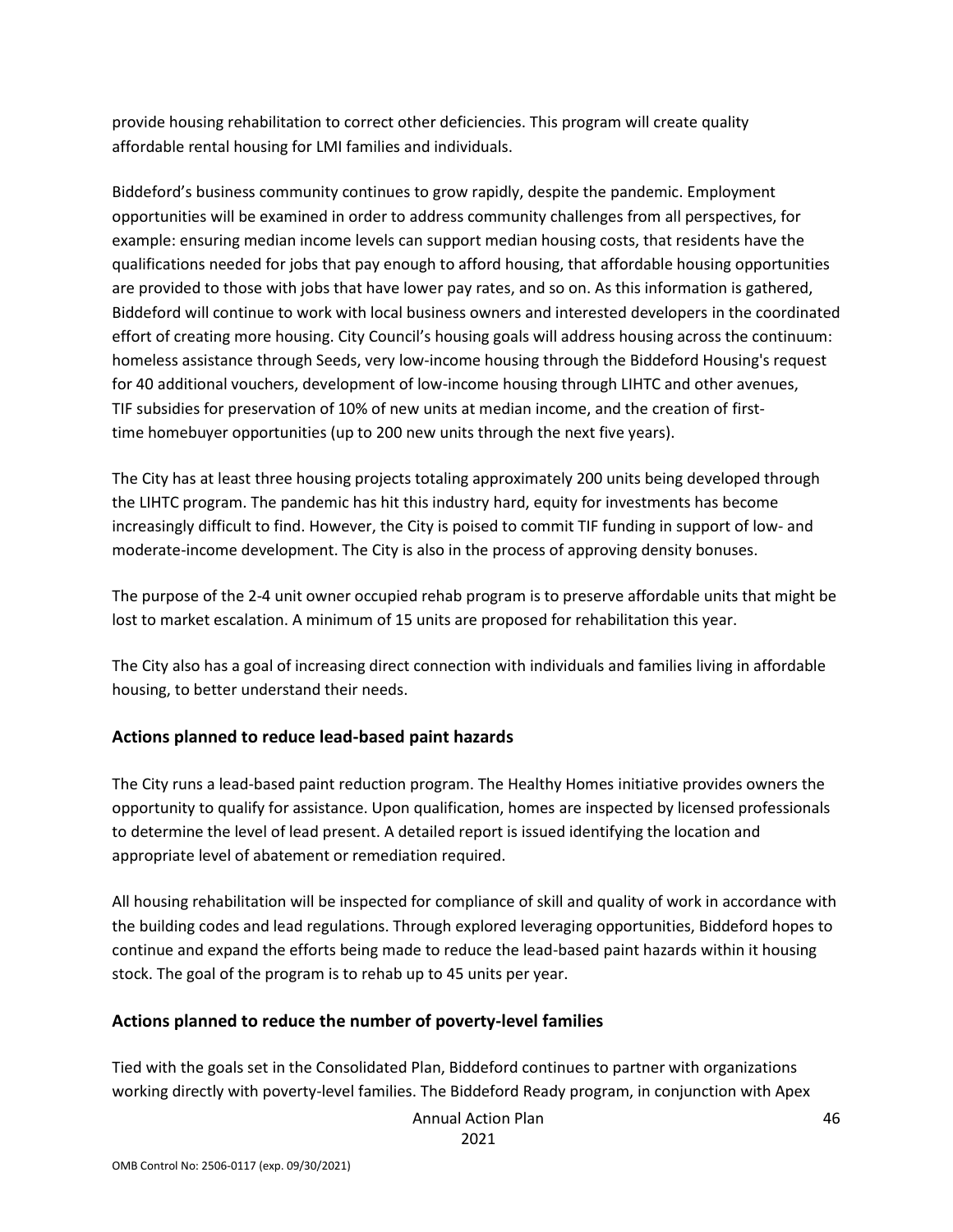provide housing rehabilitation to correct other deficiencies. This program will create quality affordable rental housing for LMI families and individuals.

Biddeford's business community continues to grow rapidly, despite the pandemic. Employment opportunities will be examined in order to address community challenges from all perspectives, for example: ensuring median income levels can support median housing costs, that residents have the qualifications needed for jobs that pay enough to afford housing, that affordable housing opportunities are provided to those with jobs that have lower pay rates, and so on. As this information is gathered, Biddeford will continue to work with local business owners and interested developers in the coordinated effort of creating more housing. City Council's housing goals will address housing across the continuum: homeless assistance through Seeds, very low-income housing through the Biddeford Housing's request for 40 additional vouchers, development of low-income housing through LIHTC and other avenues, TIF subsidies for preservation of 10% of new units at median income, and the creation of first-time homebuyer opportunities (up to 200 new units through the next five years).

The City has at least three housing projects totaling approximately 200 units being developed through the LIHTC program. The pandemic has hit this industry hard, equity for investments has become increasingly difficult to find. However, the City is poised to commit TIF funding in support of low- and moderate-income development. The City is also in the process of approving density bonuses.

The purpose of the 2-4 unit owner occupied rehab program is to preserve affordable units that might be lost to market escalation. A minimum of 15 units are proposed for rehabilitation this year.

The City also has a goal of increasing direct connection with individuals and families living in affordable housing, to better understand their needs.

## Actions planned to reduce lead-based paint hazards

The City runs a lead-based paint reduction program. The Healthy Homes initiative provides owners the opportunity to qualify for assistance. Upon qualification, homes are inspected by licensed professionals to determine the level of lead present. A detailed report is issued identifying the location and appropriate level of abatement or remediation required.

All housing rehabilitation will be inspected for compliance of skill and quality of work in accordance with the building codes and lead regulations. Through explored leveraging opportunities, Biddeford hopes to continue and expand the efforts being made to reduce the lead-based paint hazards within it housing stock. The goal of the program is to rehab up to 45 units per year.

## Actions planned to reduce the number of poverty-level families

Tied with the goals set in the Consolidated Plan, Biddeford continues to partner with organizations working directly with poverty-level families. The Biddeford Ready program, in conjunction with Apex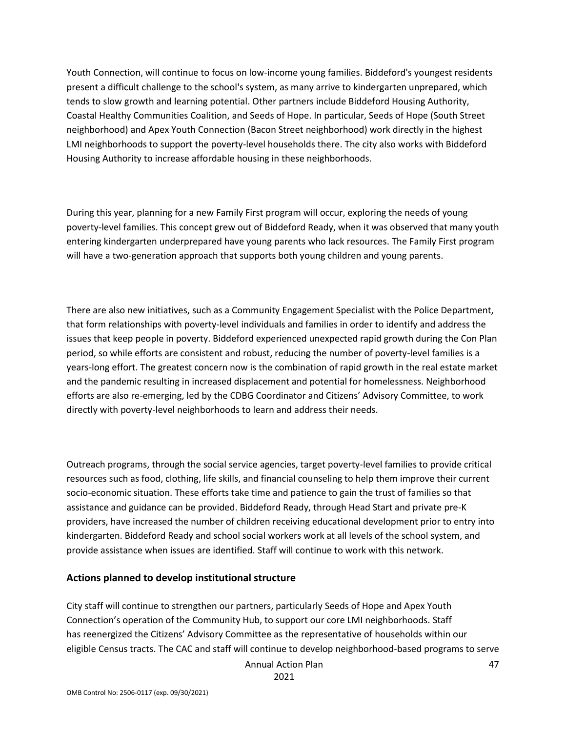Youth Connection, will continue to focus on low-income young families. Biddeford's youngest residents present a difficult challenge to the school's system, as many arrive to kindergarten unprepared, which tends to slow growth and learning potential. Other partners include Biddeford Housing Authority, Coastal Healthy Communities Coalition, and Seeds of Hope. In particular, Seeds of Hope (South Street neighborhood) and Apex Youth Connection (Bacon Street neighborhood) work directly in the highest LMI neighborhoods to support the poverty-level households there. The city also works with Biddeford Housing Authority to increase affordable housing in these neighborhoods.

During this year, planning for a new Family First program will occur, exploring the needs of young poverty-level families. This concept grew out of Biddeford Ready, when it was observed that many youth entering kindergarten underprepared have young parents who lack resources. The Family First program will have a two-generation approach that supports both young children and young parents.

There are also new initiatives, such as a Community Engagement Specialist with the Police Department, that form relationships with poverty-level individuals and families in order to identify and address the issues that keep people in poverty. Biddeford experienced unexpected rapid growth during the Con Plan period, so while efforts are consistent and robust, reducing the number of poverty-level families is a years-long effort. The greatest concern now is the combination of rapid growth in the real estate market and the pandemic resulting in increased displacement and potential for homelessness. Neighborhood efforts are also re-emerging, led by the CDBG Coordinator and Citizens' Advisory Committee, to work directly with poverty-level neighborhoods to learn and address their needs.

Outreach programs, through the social service agencies, target poverty-level families to provide critical resources such as food, clothing, life skills, and financial counseling to help them improve their current socio-economic situation. These efforts take time and patience to gain the trust of families so that assistance and guidance can be provided. Biddeford Ready, through Head Start and private pre-K providers, have increased the number of children receiving educational development prior to entry into kindergarten. Biddeford Ready and school social workers work at all levels of the school system, and provide assistance when issues are identified. Staff will continue to work with this network.

## Actions planned to develop institutional structure

City staff will continue to strengthen our partners, particularly Seeds of Hope and Apex Youth Connection's operation of the Community Hub, to support our core LMI neighborhoods. Staff has reenergized the Citizens' Advisory Committee as the representative of households within our eligible Census tracts. The CAC and staff will continue to develop neighborhood-based programs to serve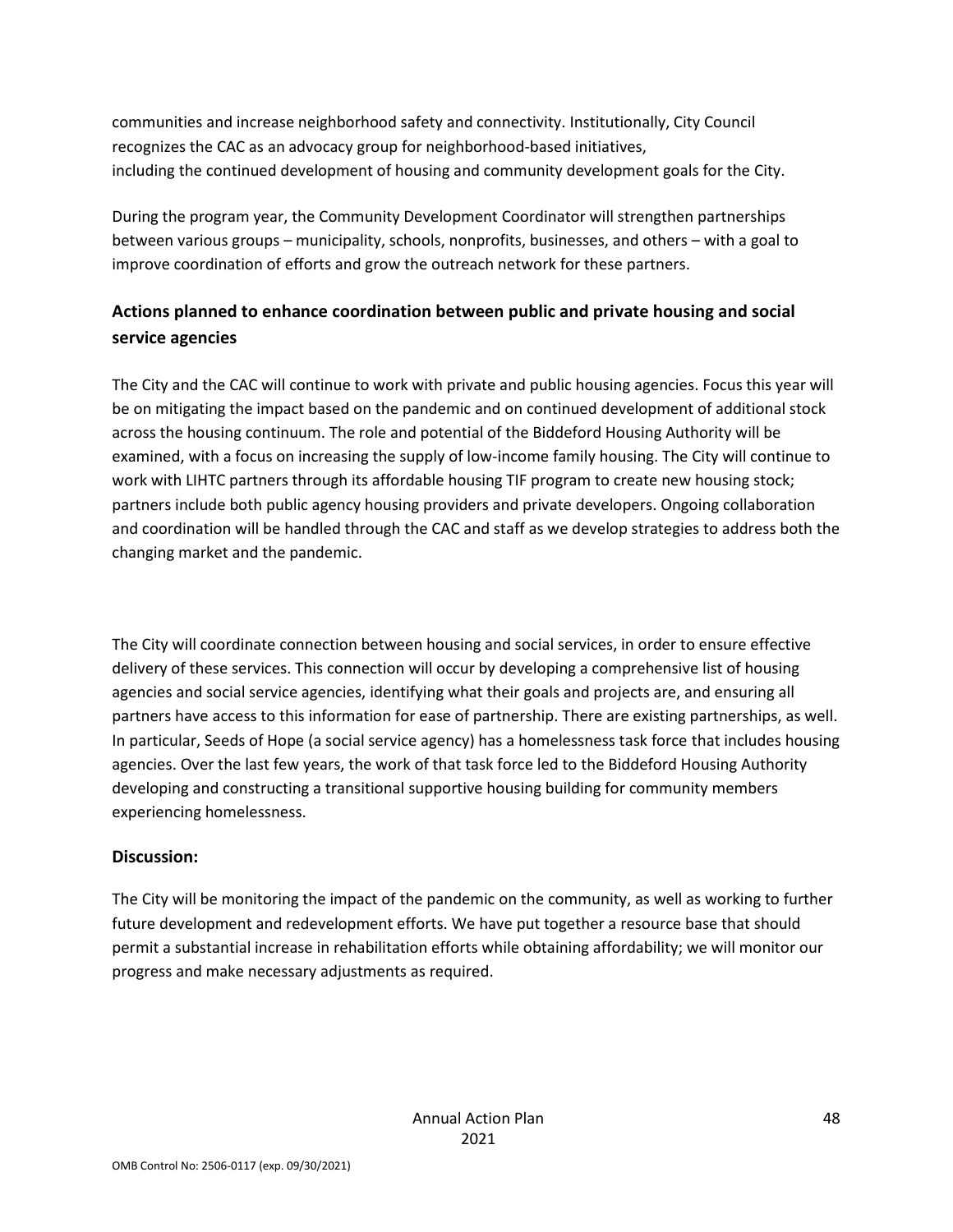communities and increase neighborhood safety and connectivity. Institutionally, City Council recognizes the CAC as an advocacy group for neighborhood-based initiatives, including the continued development of housing and community development goals for the City.

During the program year, the Community Development Coordinator will strengthen partnerships between various groups – municipality, schools, nonprofits, businesses, and others – with a goal to improve coordination of efforts and grow the outreach network for these partners.

## Actions planned to enhance coordination between public and private housing and social service agencies

The City and the CAC will continue to work with private and public housing agencies. Focus this year will be on mitigating the impact based on the pandemic and on continued development of additional stock across the housing continuum. The role and potential of the Biddeford Housing Authority will be examined, with a focus on increasing the supply of low-income family housing. The City will continue to work with LIHTC partners through its affordable housing TIF program to create new housing stock; partners include both public agency housing providers and private developers. Ongoing collaboration and coordination will be handled through the CAC and staff as we develop strategies to address both the changing market and the pandemic.

The City will coordinate connection between housing and social services, in order to ensure effective delivery of these services. This connection will occur by developing a comprehensive list of housing agencies and social service agencies, identifying what their goals and projects are, and ensuring all partners have access to this information for ease of partnership. There are existing partnerships, as well. In particular, Seeds of Hope (a social service agency) has a homelessness task force that includes housing agencies. Over the last few years, the work of that task force led to the Biddeford Housing Authority developing and constructing a transitional supportive housing building for community members experiencing homelessness.

## Discussion:

The City will be monitoring the impact of the pandemic on the community, as well as working to further future development and redevelopment efforts. We have put together a resource base that should permit a substantial increase in rehabilitation efforts while obtaining affordability; we will monitor our progress and make necessary adjustments as required.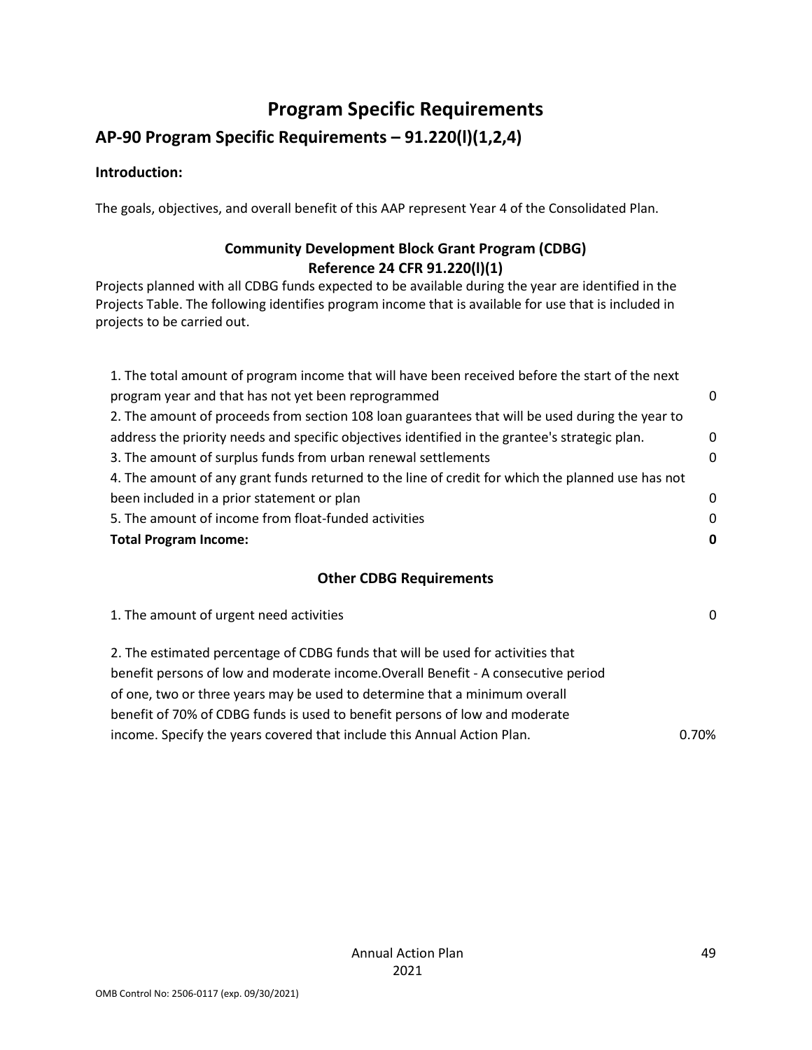# Program Specific Requirements

## AP-90 Program Specific Requirements – 91.220(l)(1,2,4)

**Introduction:**

The goals, objectives, and overall benefit of this AAP represent Year 4 of the Consolidated Plan.

### Community Development Block Grant Program (CDBG)
### Reference 24 CFR 91.220(l)(1)

Projects planned with all CDBG funds expected to be available during the year are identified in the Projects Table. The following identifies program income that is available for use that is included in projects to be carried out.

| | |
|---|---|
| 1. The total amount of program income that will have been received before the start of the next program year and that has not yet been reprogrammed | 0 |
| 2. The amount of proceeds from section 108 loan guarantees that will be used during the year to address the priority needs and specific objectives identified in the grantee's strategic plan. | 0 |
| 3. The amount of surplus funds from urban renewal settlements | 0 |
| 4. The amount of any grant funds returned to the line of credit for which the planned use has not been included in a prior statement or plan | 0 |
| 5. The amount of income from float-funded activities | 0 |
| **Total Program Income:** | **0** |

### Other CDBG Requirements

| | |
|---|---|
| 1. The amount of urgent need activities | 0 |
| 2. The estimated percentage of CDBG funds that will be used for activities that benefit persons of low and moderate income.Overall Benefit - A consecutive period of one, two or three years may be used to determine that a minimum overall benefit of 70% of CDBG funds is used to benefit persons of low and moderate income. Specify the years covered that include this Annual Action Plan. | 0.70% |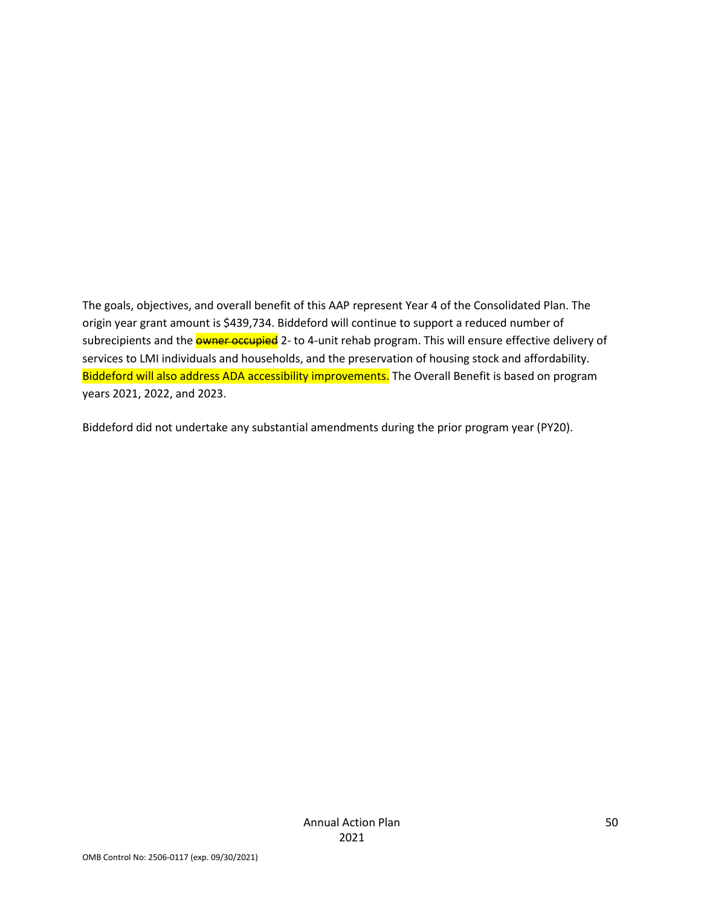The goals, objectives, and overall benefit of this AAP represent Year 4 of the Consolidated Plan. The origin year grant amount is $439,734. Biddeford will continue to support a reduced number of subrecipients and the ~~owner occupied~~ 2- to 4-unit rehab program. This will ensure effective delivery of services to LMI individuals and households, and the preservation of housing stock and affordability. Biddeford will also address ADA accessibility improvements. The Overall Benefit is based on program years 2021, 2022, and 2023.

Biddeford did not undertake any substantial amendments during the prior program year (PY20).